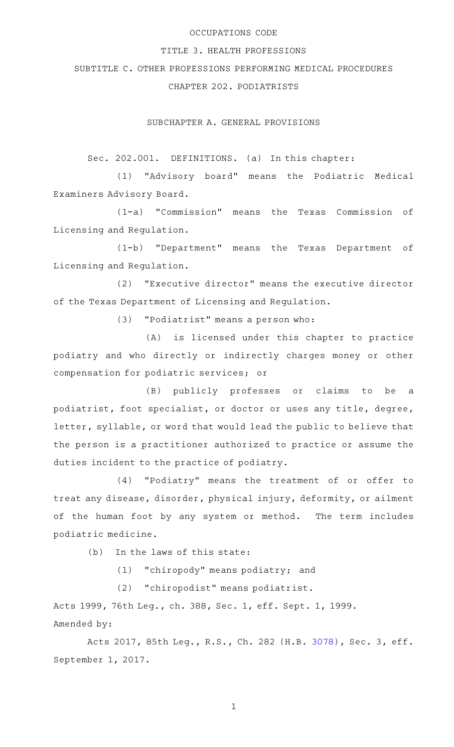# OCCUPATIONS CODE

## TITLE 3. HEALTH PROFESSIONS

## SUBTITLE C. OTHER PROFESSIONS PERFORMING MEDICAL PROCEDURES

## CHAPTER 202. PODIATRISTS

### SUBCHAPTER A. GENERAL PROVISIONS

Sec. 202.001. DEFINITIONS. (a) In this chapter:

(1) "Advisory board" means the Podiatric Medical Examiners Advisory Board.

(1-a) "Commission" means the Texas Commission of Licensing and Regulation.

(1-b) "Department" means the Texas Department of Licensing and Regulation.

(2) "Executive director" means the executive director of the Texas Department of Licensing and Regulation.

(3) "Podiatrist" means a person who:

(A) is licensed under this chapter to practice podiatry and who directly or indirectly charges money or other compensation for podiatric services; or

(B) publicly professes or claims to be a podiatrist, foot specialist, or doctor or uses any title, degree, letter, syllable, or word that would lead the public to believe that the person is a practitioner authorized to practice or assume the duties incident to the practice of podiatry.

(4) "Podiatry" means the treatment of or offer to treat any disease, disorder, physical injury, deformity, or ailment of the human foot by any system or method. The term includes podiatric medicine.

(b) In the laws of this state:

(1) "chiropody" means podiatry; and

(2) "chiropodist" means podiatrist.

Acts 1999, 76th Leg., ch. 388, Sec. 1, eff. Sept. 1, 1999.

Amended by:

Acts 2017, 85th Leg., R.S., Ch. 282 (H.B. 3078), Sec. 3, eff. September 1, 2017.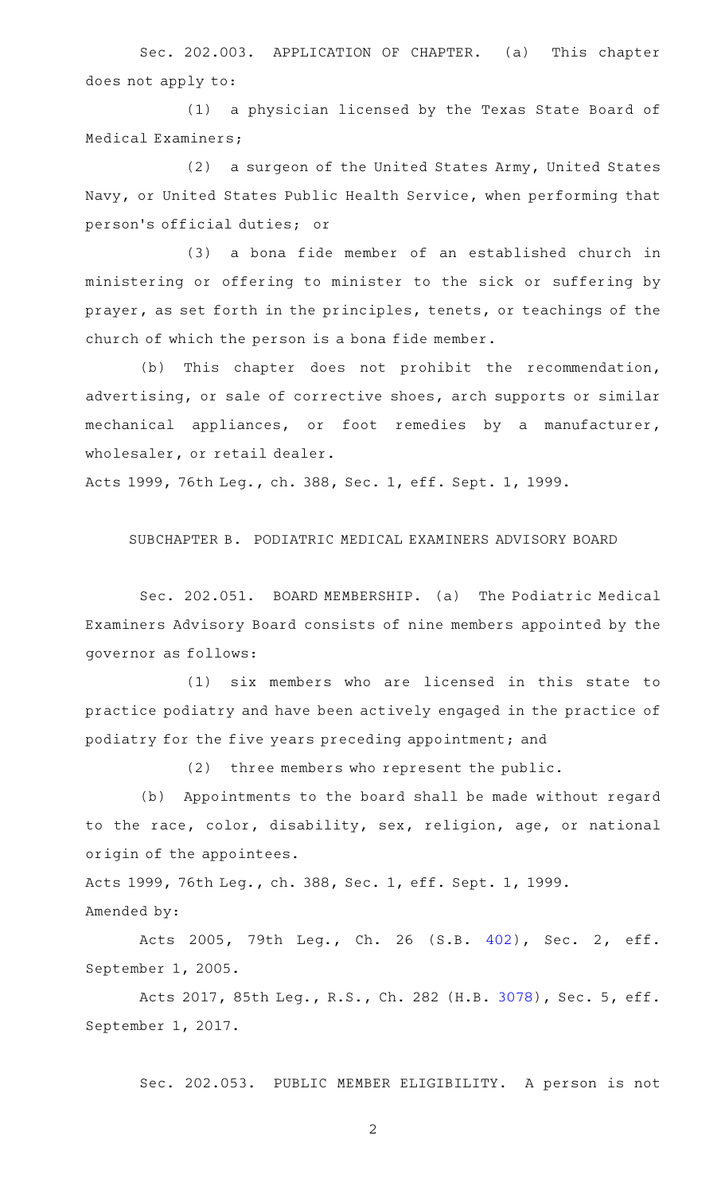Sec. 202.003. APPLICATION OF CHAPTER. (a) This chapter does not apply to:

(1) a physician licensed by the Texas State Board of Medical Examiners;

(2) a surgeon of the United States Army, United States Navy, or United States Public Health Service, when performing that person's official duties; or

(3) a bona fide member of an established church in ministering or offering to minister to the sick or suffering by prayer, as set forth in the principles, tenets, or teachings of the church of which the person is a bona fide member.

(b) This chapter does not prohibit the recommendation, advertising, or sale of corrective shoes, arch supports or similar mechanical appliances, or foot remedies by a manufacturer, wholesaler, or retail dealer.

Acts 1999, 76th Leg., ch. 388, Sec. 1, eff. Sept. 1, 1999.

SUBCHAPTER B. PODIATRIC MEDICAL EXAMINERS ADVISORY BOARD

Sec. 202.051. BOARD MEMBERSHIP. (a) The Podiatric Medical Examiners Advisory Board consists of nine members appointed by the governor as follows:

(1) six members who are licensed in this state to practice podiatry and have been actively engaged in the practice of podiatry for the five years preceding appointment; and

(2) three members who represent the public.

(b) Appointments to the board shall be made without regard to the race, color, disability, sex, religion, age, or national origin of the appointees.

Acts 1999, 76th Leg., ch. 388, Sec. 1, eff. Sept. 1, 1999.

Amended by:

Acts 2005, 79th Leg., Ch. 26 (S.B. 402), Sec. 2, eff. September 1, 2005.

Acts 2017, 85th Leg., R.S., Ch. 282 (H.B. 3078), Sec. 5, eff. September 1, 2017.

Sec. 202.053. PUBLIC MEMBER ELIGIBILITY. A person is not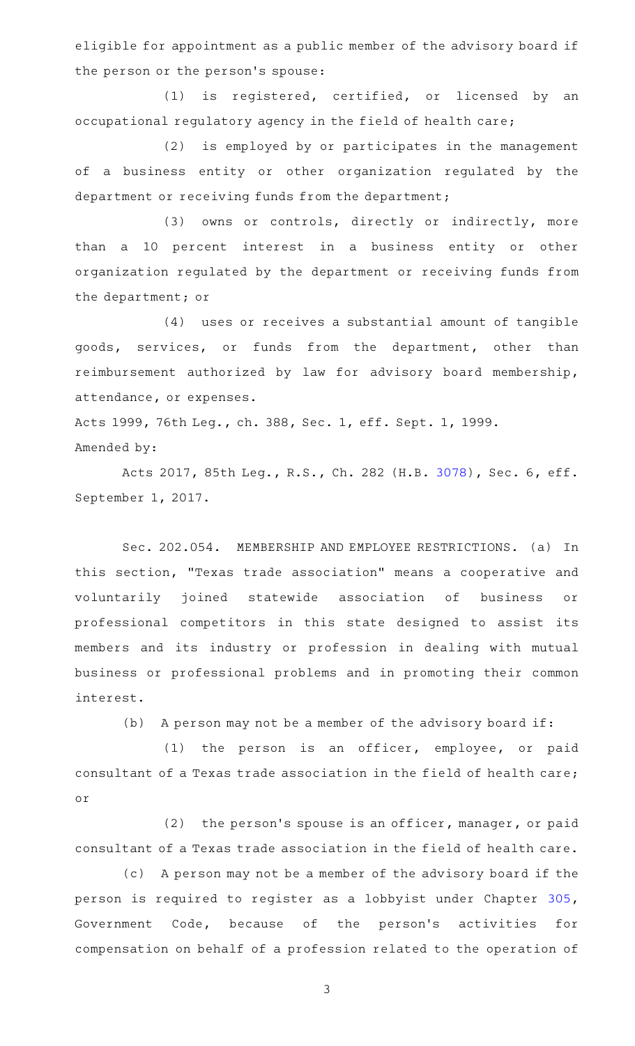eligible for appointment as a public member of the advisory board if the person or the person's spouse:

(1) is registered, certified, or licensed by an occupational regulatory agency in the field of health care;

(2) is employed by or participates in the management of a business entity or other organization regulated by the department or receiving funds from the department;

(3) owns or controls, directly or indirectly, more than a 10 percent interest in a business entity or other organization regulated by the department or receiving funds from the department; or

(4) uses or receives a substantial amount of tangible goods, services, or funds from the department, other than reimbursement authorized by law for advisory board membership, attendance, or expenses.

Acts 1999, 76th Leg., ch. 388, Sec. 1, eff. Sept. 1, 1999.

Amended by:

Acts 2017, 85th Leg., R.S., Ch. 282 (H.B. 3078), Sec. 6, eff. September 1, 2017.

Sec. 202.054. MEMBERSHIP AND EMPLOYEE RESTRICTIONS. (a) In this section, "Texas trade association" means a cooperative and voluntarily joined statewide association of business or professional competitors in this state designed to assist its members and its industry or profession in dealing with mutual business or professional problems and in promoting their common interest.

(b) A person may not be a member of the advisory board if:

(1) the person is an officer, employee, or paid consultant of a Texas trade association in the field of health care; or

(2) the person's spouse is an officer, manager, or paid consultant of a Texas trade association in the field of health care.

(c) A person may not be a member of the advisory board if the person is required to register as a lobbyist under Chapter 305, Government Code, because of the person's activities for compensation on behalf of a profession related to the operation of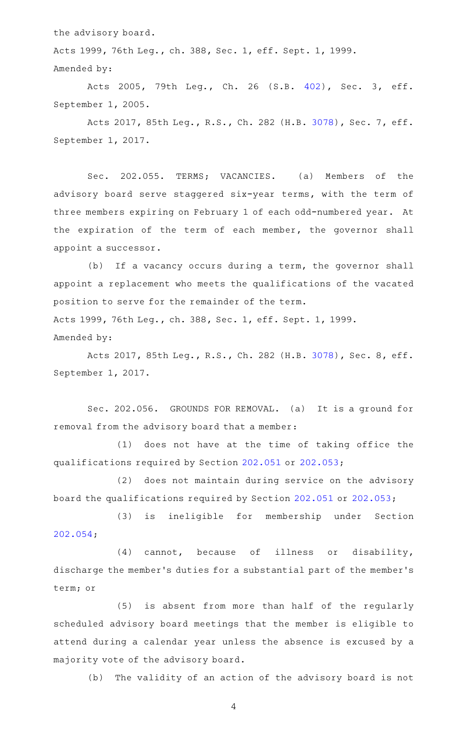the advisory board.

Acts 1999, 76th Leg., ch. 388, Sec. 1, eff. Sept. 1, 1999.

Amended by:

Acts 2005, 79th Leg., Ch. 26 (S.B. 402), Sec. 3, eff. September 1, 2005.

Acts 2017, 85th Leg., R.S., Ch. 282 (H.B. 3078), Sec. 7, eff. September 1, 2017.

Sec. 202.055. TERMS; VACANCIES. (a) Members of the advisory board serve staggered six-year terms, with the term of three members expiring on February 1 of each odd-numbered year. At the expiration of the term of each member, the governor shall appoint a successor.

(b) If a vacancy occurs during a term, the governor shall appoint a replacement who meets the qualifications of the vacated position to serve for the remainder of the term.

Acts 1999, 76th Leg., ch. 388, Sec. 1, eff. Sept. 1, 1999.

Amended by:

Acts 2017, 85th Leg., R.S., Ch. 282 (H.B. 3078), Sec. 8, eff. September 1, 2017.

Sec. 202.056. GROUNDS FOR REMOVAL. (a) It is a ground for removal from the advisory board that a member:

(1) does not have at the time of taking office the qualifications required by Section 202.051 or 202.053;

(2) does not maintain during service on the advisory board the qualifications required by Section 202.051 or 202.053;

(3) is ineligible for membership under Section 202.054;

(4) cannot, because of illness or disability, discharge the member's duties for a substantial part of the member's term; or

(5) is absent from more than half of the regularly scheduled advisory board meetings that the member is eligible to attend during a calendar year unless the absence is excused by a majority vote of the advisory board.

(b) The validity of an action of the advisory board is not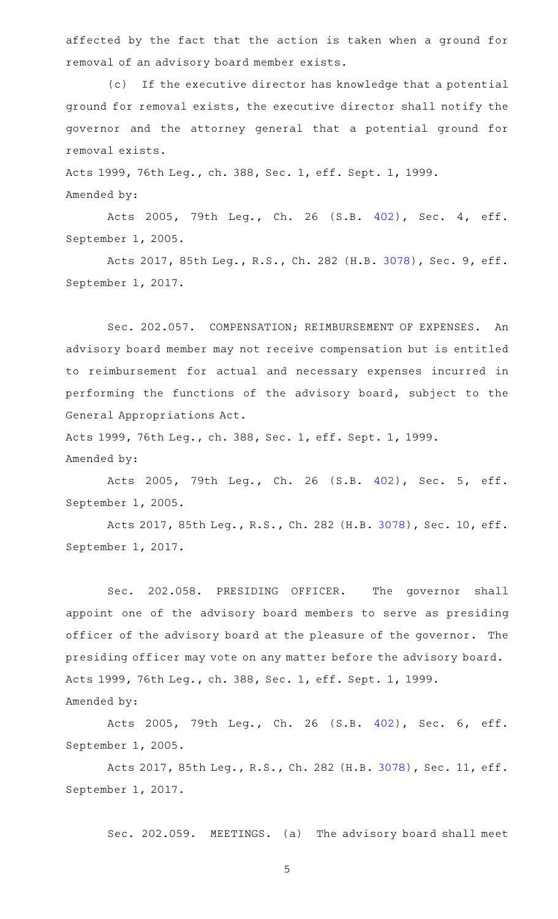affected by the fact that the action is taken when a ground for removal of an advisory board member exists.

(c) If the executive director has knowledge that a potential ground for removal exists, the executive director shall notify the governor and the attorney general that a potential ground for removal exists.

Acts 1999, 76th Leg., ch. 388, Sec. 1, eff. Sept. 1, 1999.
Amended by:

Acts 2005, 79th Leg., Ch. 26 (S.B. 402), Sec. 4, eff. September 1, 2005.

Acts 2017, 85th Leg., R.S., Ch. 282 (H.B. 3078), Sec. 9, eff. September 1, 2017.

Sec. 202.057. COMPENSATION; REIMBURSEMENT OF EXPENSES. An advisory board member may not receive compensation but is entitled to reimbursement for actual and necessary expenses incurred in performing the functions of the advisory board, subject to the General Appropriations Act.

Acts 1999, 76th Leg., ch. 388, Sec. 1, eff. Sept. 1, 1999.
Amended by:

Acts 2005, 79th Leg., Ch. 26 (S.B. 402), Sec. 5, eff. September 1, 2005.

Acts 2017, 85th Leg., R.S., Ch. 282 (H.B. 3078), Sec. 10, eff. September 1, 2017.

Sec. 202.058. PRESIDING OFFICER. The governor shall appoint one of the advisory board members to serve as presiding officer of the advisory board at the pleasure of the governor. The presiding officer may vote on any matter before the advisory board.

Acts 1999, 76th Leg., ch. 388, Sec. 1, eff. Sept. 1, 1999.
Amended by:

Acts 2005, 79th Leg., Ch. 26 (S.B. 402), Sec. 6, eff. September 1, 2005.

Acts 2017, 85th Leg., R.S., Ch. 282 (H.B. 3078), Sec. 11, eff. September 1, 2017.

Sec. 202.059. MEETINGS. (a) The advisory board shall meet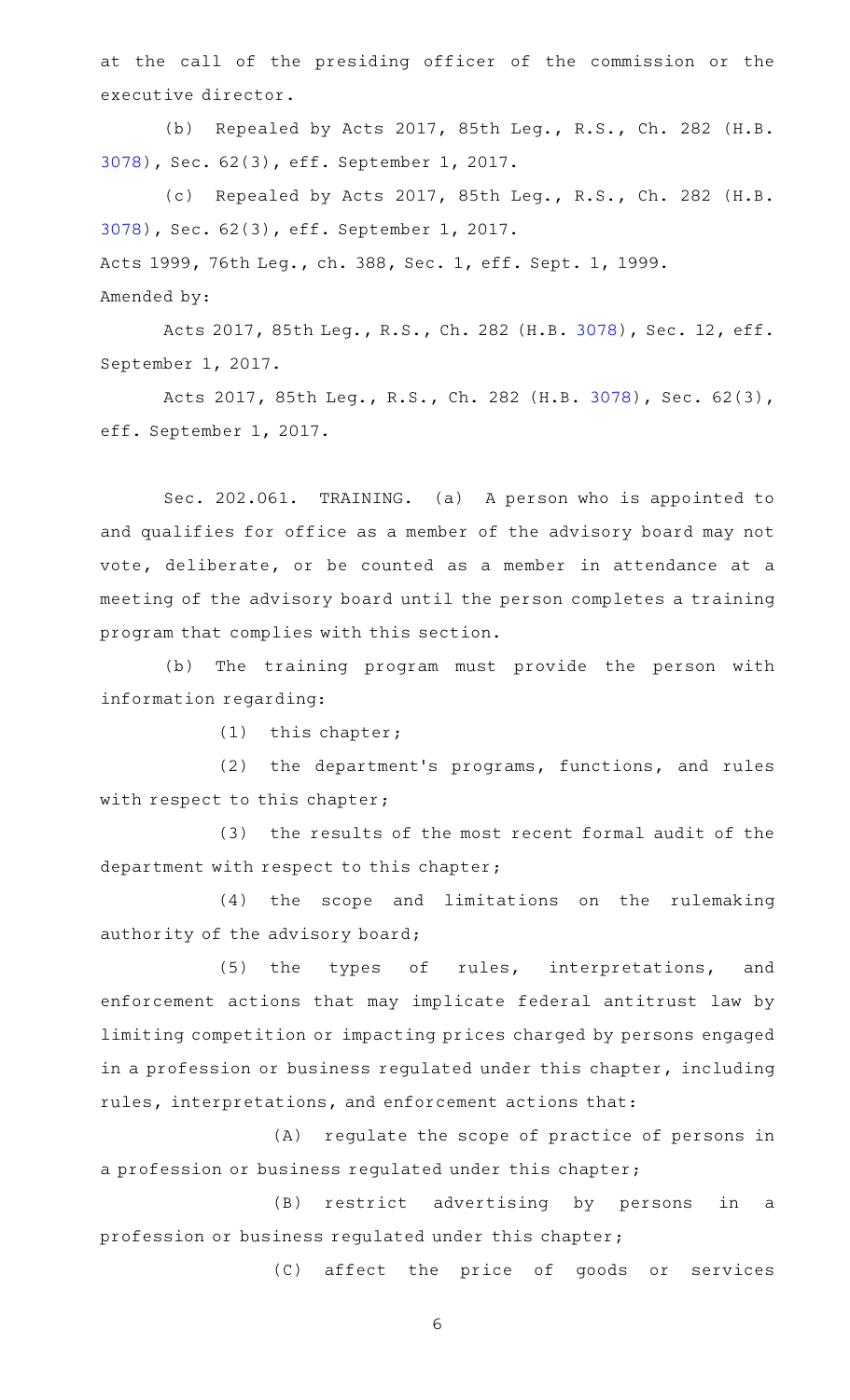at the call of the presiding officer of the commission or the executive director.

(b) Repealed by Acts 2017, 85th Leg., R.S., Ch. 282 (H.B. 3078), Sec. 62(3), eff. September 1, 2017.

(c) Repealed by Acts 2017, 85th Leg., R.S., Ch. 282 (H.B. 3078), Sec. 62(3), eff. September 1, 2017.

Acts 1999, 76th Leg., ch. 388, Sec. 1, eff. Sept. 1, 1999.

Amended by:

Acts 2017, 85th Leg., R.S., Ch. 282 (H.B. 3078), Sec. 12, eff. September 1, 2017.

Acts 2017, 85th Leg., R.S., Ch. 282 (H.B. 3078), Sec. 62(3), eff. September 1, 2017.

Sec. 202.061. TRAINING. (a) A person who is appointed to and qualifies for office as a member of the advisory board may not vote, deliberate, or be counted as a member in attendance at a meeting of the advisory board until the person completes a training program that complies with this section.

(b) The training program must provide the person with information regarding:

(1) this chapter;

(2) the department's programs, functions, and rules with respect to this chapter;

(3) the results of the most recent formal audit of the department with respect to this chapter;

(4) the scope and limitations on the rulemaking authority of the advisory board;

(5) the types of rules, interpretations, and enforcement actions that may implicate federal antitrust law by limiting competition or impacting prices charged by persons engaged in a profession or business regulated under this chapter, including rules, interpretations, and enforcement actions that:

(A) regulate the scope of practice of persons in a profession or business regulated under this chapter;

(B) restrict advertising by persons in a profession or business regulated under this chapter;

(C) affect the price of goods or services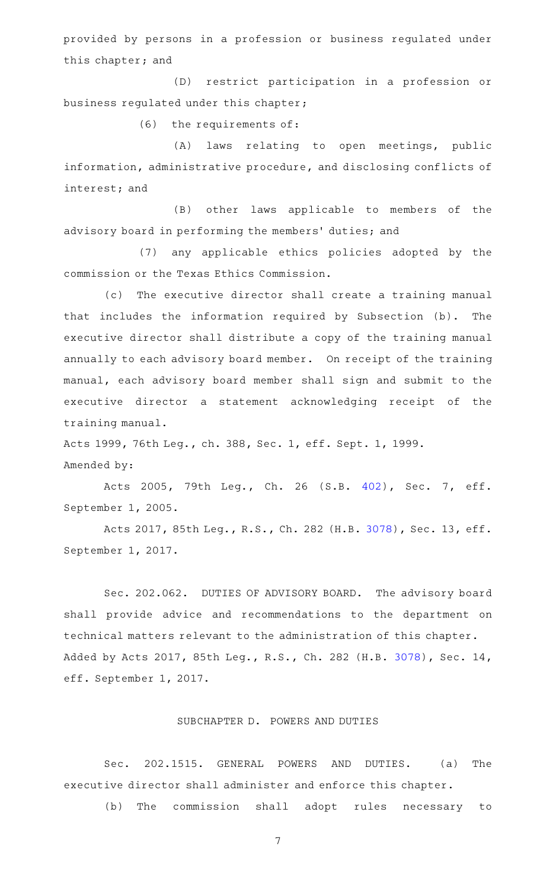provided by persons in a profession or business regulated under this chapter; and

(D) restrict participation in a profession or business regulated under this chapter;

(6) the requirements of:

(A) laws relating to open meetings, public information, administrative procedure, and disclosing conflicts of interest; and

(B) other laws applicable to members of the advisory board in performing the members' duties; and

(7) any applicable ethics policies adopted by the commission or the Texas Ethics Commission.

(c) The executive director shall create a training manual that includes the information required by Subsection (b). The executive director shall distribute a copy of the training manual annually to each advisory board member. On receipt of the training manual, each advisory board member shall sign and submit to the executive director a statement acknowledging receipt of the training manual.

Acts 1999, 76th Leg., ch. 388, Sec. 1, eff. Sept. 1, 1999.

Amended by:

Acts 2005, 79th Leg., Ch. 26 (S.B. 402), Sec. 7, eff. September 1, 2005.

Acts 2017, 85th Leg., R.S., Ch. 282 (H.B. 3078), Sec. 13, eff. September 1, 2017.

Sec. 202.062. DUTIES OF ADVISORY BOARD. The advisory board shall provide advice and recommendations to the department on technical matters relevant to the administration of this chapter.

Added by Acts 2017, 85th Leg., R.S., Ch. 282 (H.B. 3078), Sec. 14, eff. September 1, 2017.

## SUBCHAPTER D. POWERS AND DUTIES

Sec. 202.1515. GENERAL POWERS AND DUTIES. (a) The executive director shall administer and enforce this chapter.

(b) The commission shall adopt rules necessary to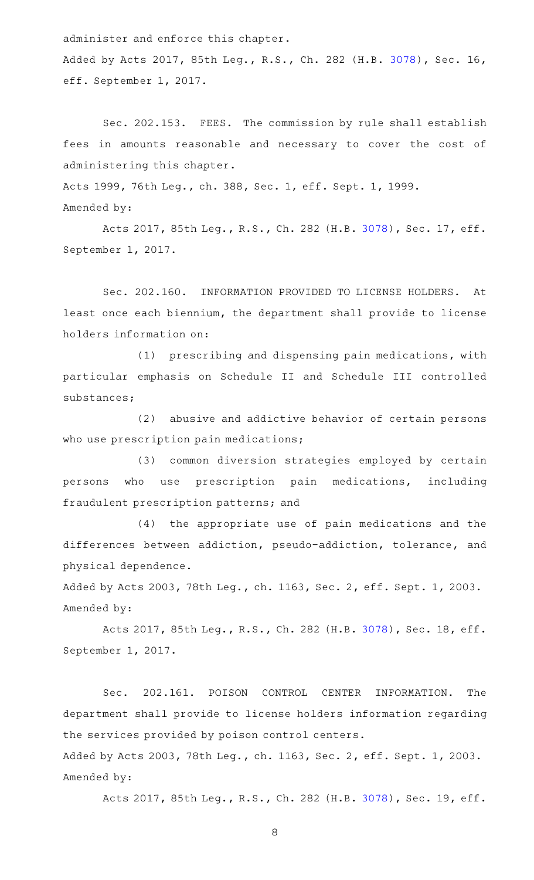administer and enforce this chapter.

Added by Acts 2017, 85th Leg., R.S., Ch. 282 (H.B. 3078), Sec. 16, eff. September 1, 2017.

Sec. 202.153. FEES. The commission by rule shall establish fees in amounts reasonable and necessary to cover the cost of administering this chapter.

Acts 1999, 76th Leg., ch. 388, Sec. 1, eff. Sept. 1, 1999.

Amended by:

Acts 2017, 85th Leg., R.S., Ch. 282 (H.B. 3078), Sec. 17, eff. September 1, 2017.

Sec. 202.160. INFORMATION PROVIDED TO LICENSE HOLDERS. At least once each biennium, the department shall provide to license holders information on:

(1) prescribing and dispensing pain medications, with particular emphasis on Schedule II and Schedule III controlled substances;

(2) abusive and addictive behavior of certain persons who use prescription pain medications;

(3) common diversion strategies employed by certain persons who use prescription pain medications, including fraudulent prescription patterns; and

(4) the appropriate use of pain medications and the differences between addiction, pseudo-addiction, tolerance, and physical dependence.

Added by Acts 2003, 78th Leg., ch. 1163, Sec. 2, eff. Sept. 1, 2003.

Amended by:

Acts 2017, 85th Leg., R.S., Ch. 282 (H.B. 3078), Sec. 18, eff. September 1, 2017.

Sec. 202.161. POISON CONTROL CENTER INFORMATION. The department shall provide to license holders information regarding the services provided by poison control centers.

Added by Acts 2003, 78th Leg., ch. 1163, Sec. 2, eff. Sept. 1, 2003.

Amended by:

Acts 2017, 85th Leg., R.S., Ch. 282 (H.B. 3078), Sec. 19, eff.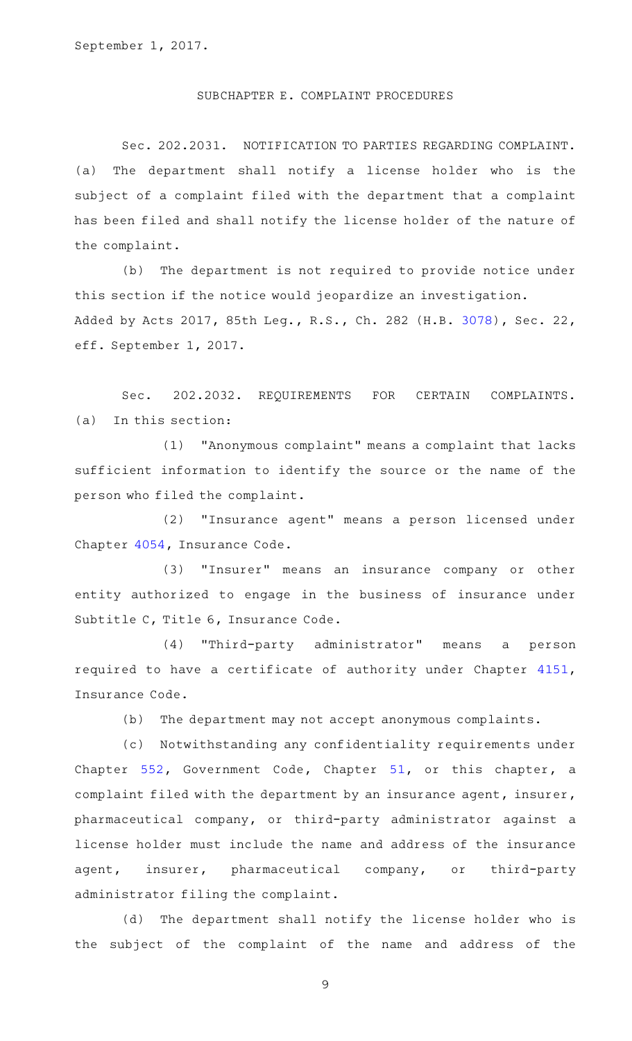September 1, 2017.

SUBCHAPTER E. COMPLAINT PROCEDURES

Sec. 202.2031. NOTIFICATION TO PARTIES REGARDING COMPLAINT. (a) The department shall notify a license holder who is the subject of a complaint filed with the department that a complaint has been filed and shall notify the license holder of the nature of the complaint.

(b) The department is not required to provide notice under this section if the notice would jeopardize an investigation.

Added by Acts 2017, 85th Leg., R.S., Ch. 282 (H.B. 3078), Sec. 22, eff. September 1, 2017.

Sec. 202.2032. REQUIREMENTS FOR CERTAIN COMPLAINTS. (a) In this section:

(1) "Anonymous complaint" means a complaint that lacks sufficient information to identify the source or the name of the person who filed the complaint.

(2) "Insurance agent" means a person licensed under Chapter 4054, Insurance Code.

(3) "Insurer" means an insurance company or other entity authorized to engage in the business of insurance under Subtitle C, Title 6, Insurance Code.

(4) "Third-party administrator" means a person required to have a certificate of authority under Chapter 4151, Insurance Code.

(b) The department may not accept anonymous complaints.

(c) Notwithstanding any confidentiality requirements under Chapter 552, Government Code, Chapter 51, or this chapter, a complaint filed with the department by an insurance agent, insurer, pharmaceutical company, or third-party administrator against a license holder must include the name and address of the insurance agent, insurer, pharmaceutical company, or third-party administrator filing the complaint.

(d) The department shall notify the license holder who is the subject of the complaint of the name and address of the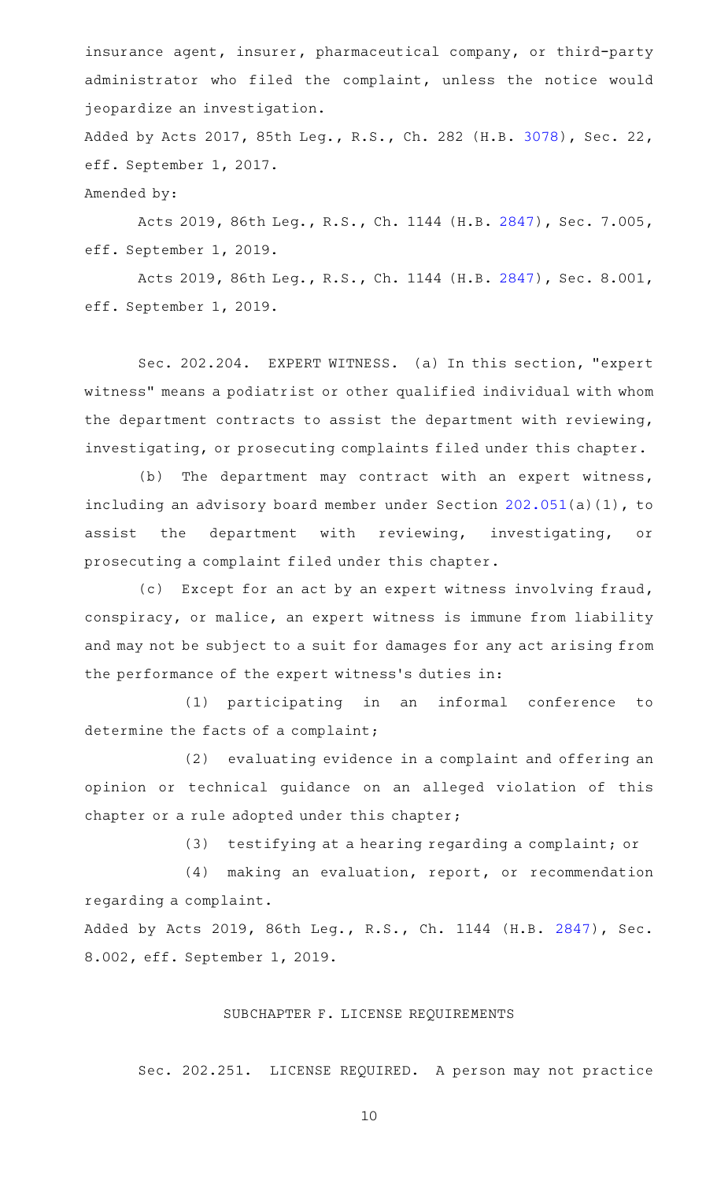insurance agent, insurer, pharmaceutical company, or third-party administrator who filed the complaint, unless the notice would jeopardize an investigation.

Added by Acts 2017, 85th Leg., R.S., Ch. 282 (H.B. 3078), Sec. 22, eff. September 1, 2017.

Amended by:

Acts 2019, 86th Leg., R.S., Ch. 1144 (H.B. 2847), Sec. 7.005, eff. September 1, 2019.

Acts 2019, 86th Leg., R.S., Ch. 1144 (H.B. 2847), Sec. 8.001, eff. September 1, 2019.

Sec. 202.204. EXPERT WITNESS. (a) In this section, "expert witness" means a podiatrist or other qualified individual with whom the department contracts to assist the department with reviewing, investigating, or prosecuting complaints filed under this chapter.

(b) The department may contract with an expert witness, including an advisory board member under Section 202.051(a)(1), to assist the department with reviewing, investigating, or prosecuting a complaint filed under this chapter.

(c) Except for an act by an expert witness involving fraud, conspiracy, or malice, an expert witness is immune from liability and may not be subject to a suit for damages for any act arising from the performance of the expert witness's duties in:

(1) participating in an informal conference to determine the facts of a complaint;

(2) evaluating evidence in a complaint and offering an opinion or technical guidance on an alleged violation of this chapter or a rule adopted under this chapter;

(3) testifying at a hearing regarding a complaint; or

(4) making an evaluation, report, or recommendation regarding a complaint.

Added by Acts 2019, 86th Leg., R.S., Ch. 1144 (H.B. 2847), Sec. 8.002, eff. September 1, 2019.

SUBCHAPTER F. LICENSE REQUIREMENTS

Sec. 202.251. LICENSE REQUIRED. A person may not practice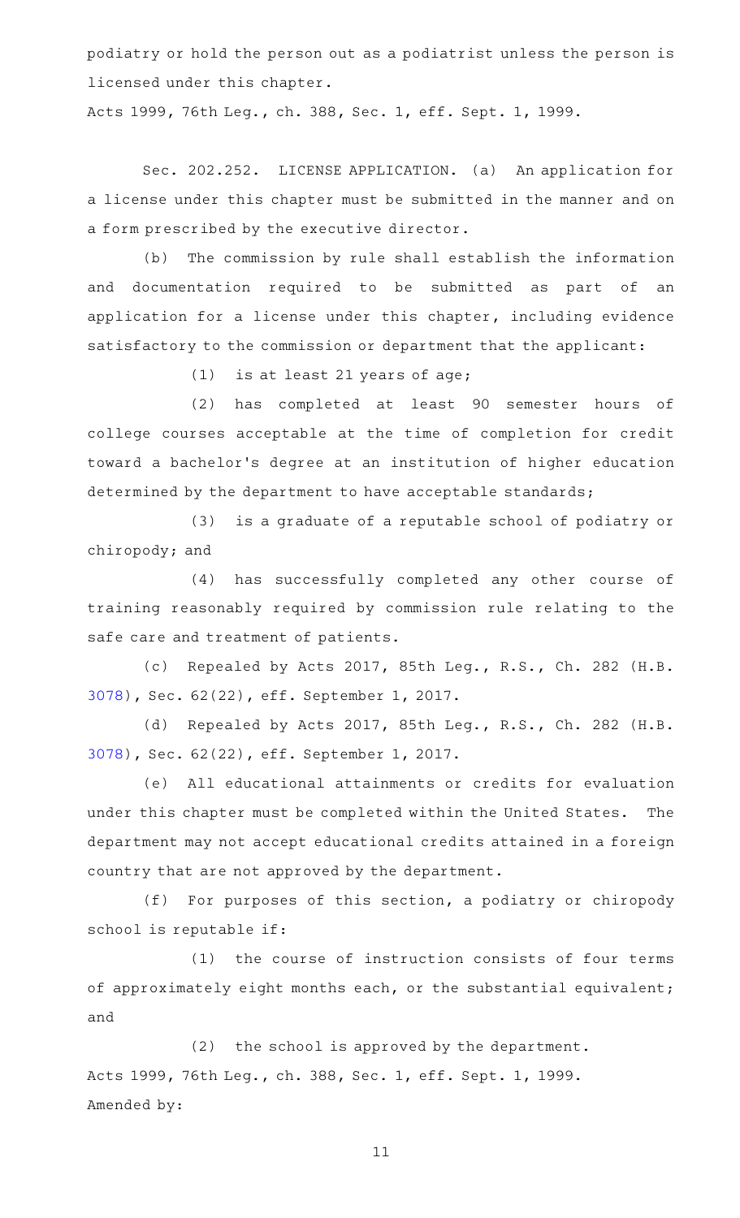podiatry or hold the person out as a podiatrist unless the person is licensed under this chapter.

Acts 1999, 76th Leg., ch. 388, Sec. 1, eff. Sept. 1, 1999.

Sec. 202.252. LICENSE APPLICATION. (a) An application for a license under this chapter must be submitted in the manner and on a form prescribed by the executive director.

(b) The commission by rule shall establish the information and documentation required to be submitted as part of an application for a license under this chapter, including evidence satisfactory to the commission or department that the applicant:

(1) is at least 21 years of age;

(2) has completed at least 90 semester hours of college courses acceptable at the time of completion for credit toward a bachelor's degree at an institution of higher education determined by the department to have acceptable standards;

(3) is a graduate of a reputable school of podiatry or chiropody; and

(4) has successfully completed any other course of training reasonably required by commission rule relating to the safe care and treatment of patients.

(c) Repealed by Acts 2017, 85th Leg., R.S., Ch. 282 (H.B. 3078), Sec. 62(22), eff. September 1, 2017.

(d) Repealed by Acts 2017, 85th Leg., R.S., Ch. 282 (H.B. 3078), Sec. 62(22), eff. September 1, 2017.

(e) All educational attainments or credits for evaluation under this chapter must be completed within the United States. The department may not accept educational credits attained in a foreign country that are not approved by the department.

(f) For purposes of this section, a podiatry or chiropody school is reputable if:

(1) the course of instruction consists of four terms of approximately eight months each, or the substantial equivalent; and

(2) the school is approved by the department.

Acts 1999, 76th Leg., ch. 388, Sec. 1, eff. Sept. 1, 1999.

Amended by: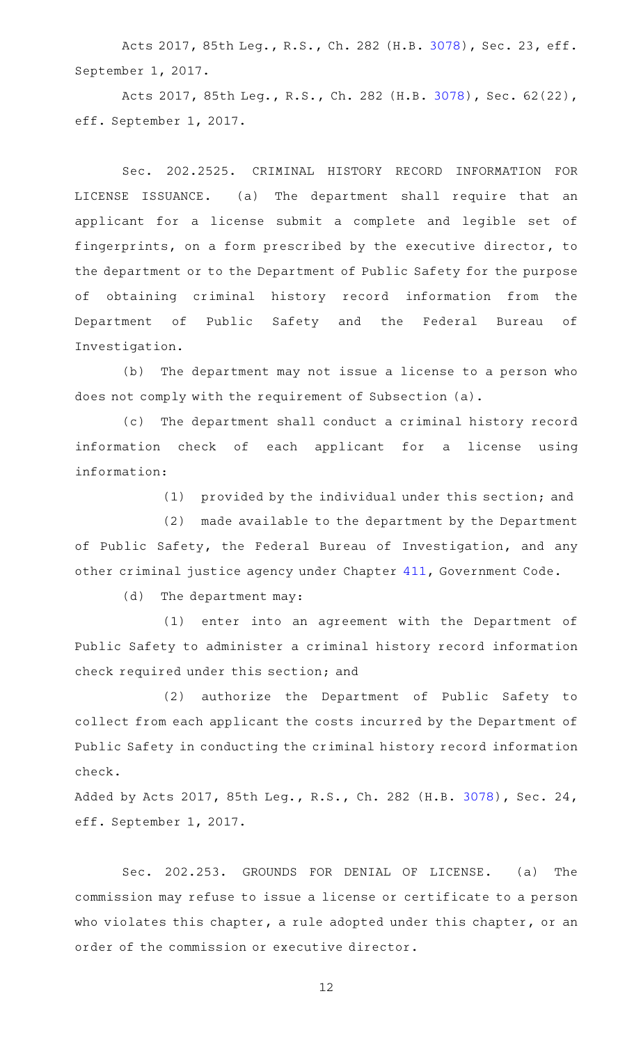Acts 2017, 85th Leg., R.S., Ch. 282 (H.B. 3078), Sec. 23, eff. September 1, 2017.

Acts 2017, 85th Leg., R.S., Ch. 282 (H.B. 3078), Sec. 62(22), eff. September 1, 2017.

Sec. 202.2525. CRIMINAL HISTORY RECORD INFORMATION FOR LICENSE ISSUANCE. (a) The department shall require that an applicant for a license submit a complete and legible set of fingerprints, on a form prescribed by the executive director, to the department or to the Department of Public Safety for the purpose of obtaining criminal history record information from the Department of Public Safety and the Federal Bureau of Investigation.

(b) The department may not issue a license to a person who does not comply with the requirement of Subsection (a).

(c) The department shall conduct a criminal history record information check of each applicant for a license using information:

(1) provided by the individual under this section; and

(2) made available to the department by the Department of Public Safety, the Federal Bureau of Investigation, and any other criminal justice agency under Chapter 411, Government Code.

(d) The department may:

(1) enter into an agreement with the Department of Public Safety to administer a criminal history record information check required under this section; and

(2) authorize the Department of Public Safety to collect from each applicant the costs incurred by the Department of Public Safety in conducting the criminal history record information check.

Added by Acts 2017, 85th Leg., R.S., Ch. 282 (H.B. 3078), Sec. 24, eff. September 1, 2017.

Sec. 202.253. GROUNDS FOR DENIAL OF LICENSE. (a) The commission may refuse to issue a license or certificate to a person who violates this chapter, a rule adopted under this chapter, or an order of the commission or executive director.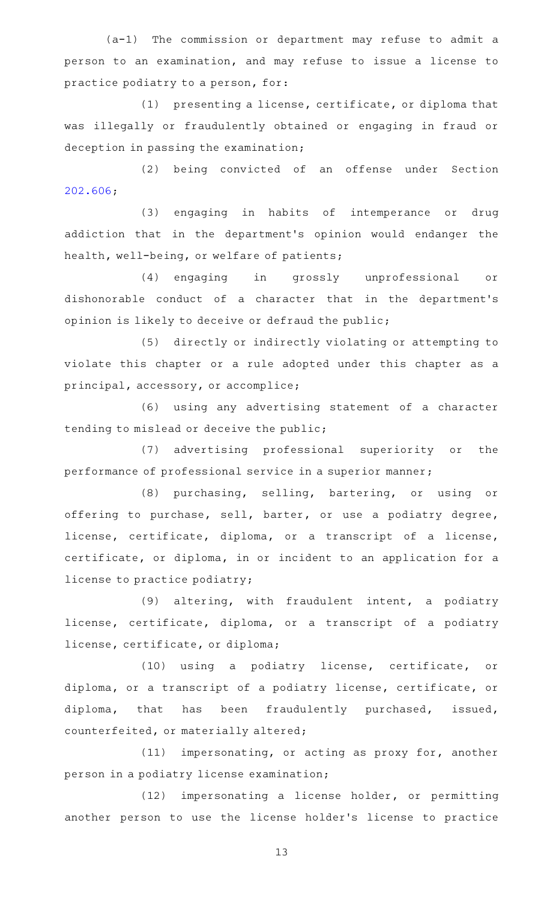(a-1) The commission or department may refuse to admit a person to an examination, and may refuse to issue a license to practice podiatry to a person, for:

(1) presenting a license, certificate, or diploma that was illegally or fraudulently obtained or engaging in fraud or deception in passing the examination;

(2) being convicted of an offense under Section 202.606;

(3) engaging in habits of intemperance or drug addiction that in the department's opinion would endanger the health, well-being, or welfare of patients;

(4) engaging in grossly unprofessional or dishonorable conduct of a character that in the department's opinion is likely to deceive or defraud the public;

(5) directly or indirectly violating or attempting to violate this chapter or a rule adopted under this chapter as a principal, accessory, or accomplice;

(6) using any advertising statement of a character tending to mislead or deceive the public;

(7) advertising professional superiority or the performance of professional service in a superior manner;

(8) purchasing, selling, bartering, or using or offering to purchase, sell, barter, or use a podiatry degree, license, certificate, diploma, or a transcript of a license, certificate, or diploma, in or incident to an application for a license to practice podiatry;

(9) altering, with fraudulent intent, a podiatry license, certificate, diploma, or a transcript of a podiatry license, certificate, or diploma;

(10) using a podiatry license, certificate, or diploma, or a transcript of a podiatry license, certificate, or diploma, that has been fraudulently purchased, issued, counterfeited, or materially altered;

(11) impersonating, or acting as proxy for, another person in a podiatry license examination;

(12) impersonating a license holder, or permitting another person to use the license holder's license to practice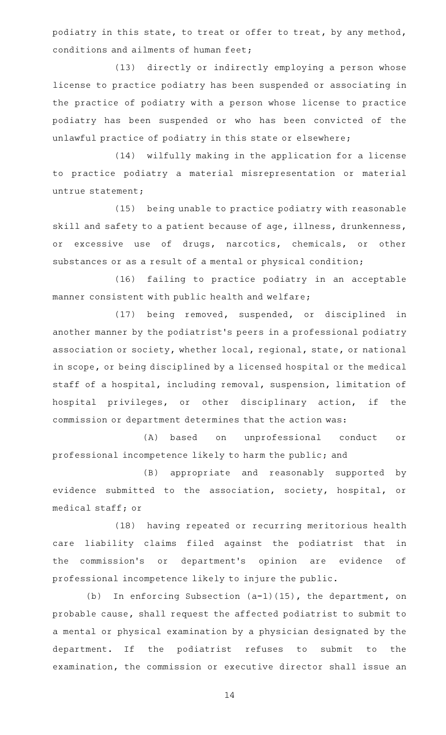podiatry in this state, to treat or offer to treat, by any method, conditions and ailments of human feet;

(13) directly or indirectly employing a person whose license to practice podiatry has been suspended or associating in the practice of podiatry with a person whose license to practice podiatry has been suspended or who has been convicted of the unlawful practice of podiatry in this state or elsewhere;

(14) wilfully making in the application for a license to practice podiatry a material misrepresentation or material untrue statement;

(15) being unable to practice podiatry with reasonable skill and safety to a patient because of age, illness, drunkenness, or excessive use of drugs, narcotics, chemicals, or other substances or as a result of a mental or physical condition;

(16) failing to practice podiatry in an acceptable manner consistent with public health and welfare;

(17) being removed, suspended, or disciplined in another manner by the podiatrist's peers in a professional podiatry association or society, whether local, regional, state, or national in scope, or being disciplined by a licensed hospital or the medical staff of a hospital, including removal, suspension, limitation of hospital privileges, or other disciplinary action, if the commission or department determines that the action was:

(A) based on unprofessional conduct or professional incompetence likely to harm the public; and

(B) appropriate and reasonably supported by evidence submitted to the association, society, hospital, or medical staff; or

(18) having repeated or recurring meritorious health care liability claims filed against the podiatrist that in the commission's or department's opinion are evidence of professional incompetence likely to injure the public.

(b) In enforcing Subsection (a-1)(15), the department, on probable cause, shall request the affected podiatrist to submit to a mental or physical examination by a physician designated by the department. If the podiatrist refuses to submit to the examination, the commission or executive director shall issue an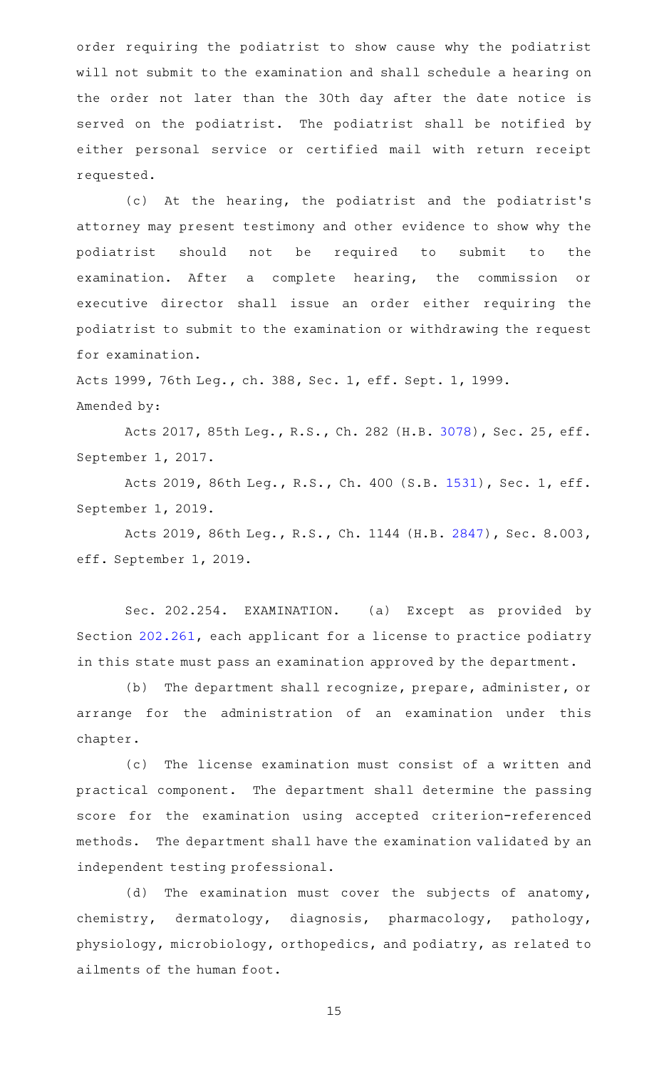order requiring the podiatrist to show cause why the podiatrist will not submit to the examination and shall schedule a hearing on the order not later than the 30th day after the date notice is served on the podiatrist. The podiatrist shall be notified by either personal service or certified mail with return receipt requested.

(c) At the hearing, the podiatrist and the podiatrist's attorney may present testimony and other evidence to show why the podiatrist should not be required to submit to the examination. After a complete hearing, the commission or executive director shall issue an order either requiring the podiatrist to submit to the examination or withdrawing the request for examination.

Acts 1999, 76th Leg., ch. 388, Sec. 1, eff. Sept. 1, 1999.
Amended by:

Acts 2017, 85th Leg., R.S., Ch. 282 (H.B. 3078), Sec. 25, eff. September 1, 2017.

Acts 2019, 86th Leg., R.S., Ch. 400 (S.B. 1531), Sec. 1, eff. September 1, 2019.

Acts 2019, 86th Leg., R.S., Ch. 1144 (H.B. 2847), Sec. 8.003, eff. September 1, 2019.

Sec. 202.254. EXAMINATION. (a) Except as provided by Section 202.261, each applicant for a license to practice podiatry in this state must pass an examination approved by the department.

(b) The department shall recognize, prepare, administer, or arrange for the administration of an examination under this chapter.

(c) The license examination must consist of a written and practical component. The department shall determine the passing score for the examination using accepted criterion-referenced methods. The department shall have the examination validated by an independent testing professional.

(d) The examination must cover the subjects of anatomy, chemistry, dermatology, diagnosis, pharmacology, pathology, physiology, microbiology, orthopedics, and podiatry, as related to ailments of the human foot.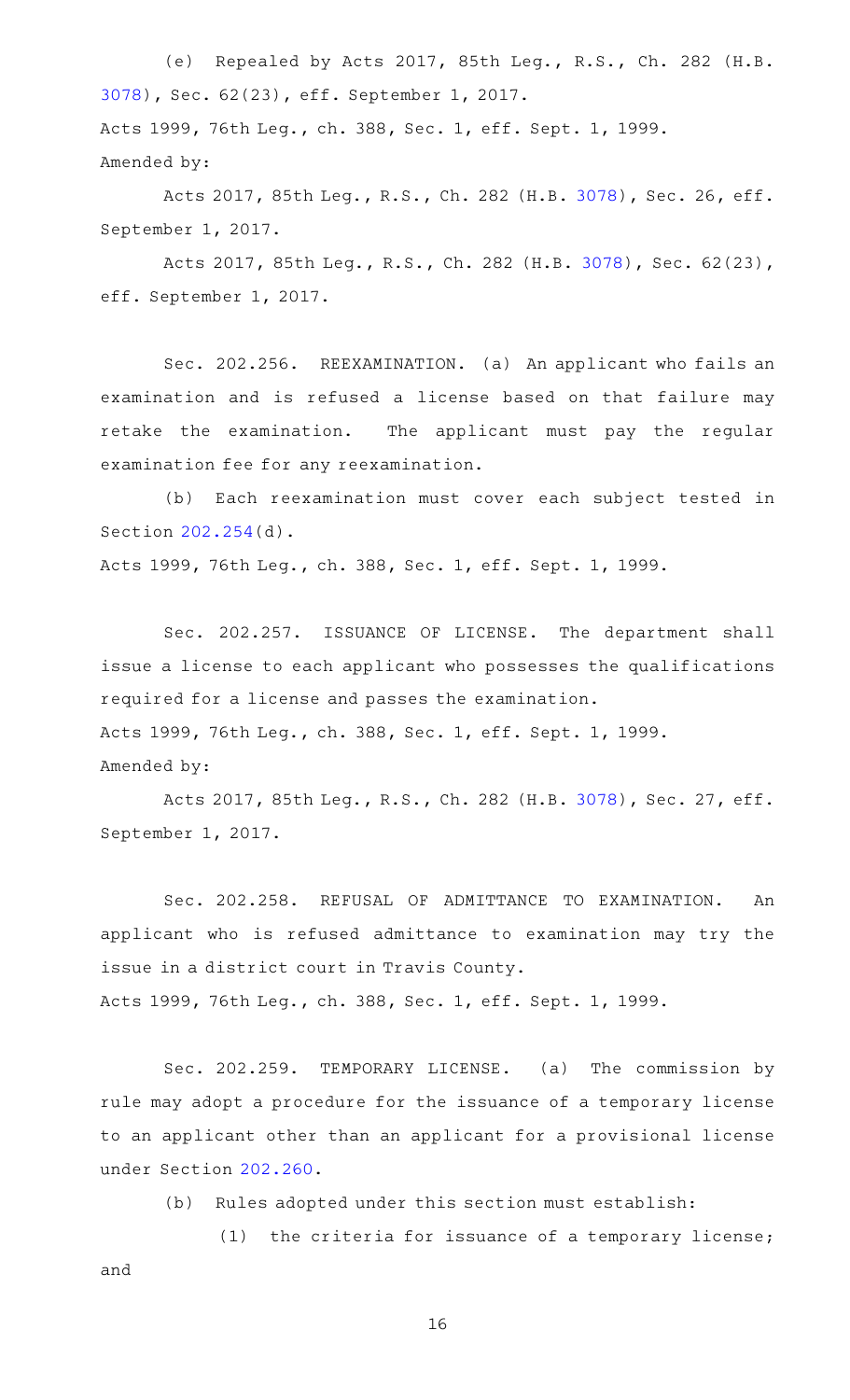(e) Repealed by Acts 2017, 85th Leg., R.S., Ch. 282 (H.B. 3078), Sec. 62(23), eff. September 1, 2017.

Acts 1999, 76th Leg., ch. 388, Sec. 1, eff. Sept. 1, 1999.

Amended by:

Acts 2017, 85th Leg., R.S., Ch. 282 (H.B. 3078), Sec. 26, eff. September 1, 2017.

Acts 2017, 85th Leg., R.S., Ch. 282 (H.B. 3078), Sec. 62(23), eff. September 1, 2017.

Sec. 202.256. REEXAMINATION. (a) An applicant who fails an examination and is refused a license based on that failure may retake the examination. The applicant must pay the regular examination fee for any reexamination.

(b) Each reexamination must cover each subject tested in Section 202.254(d).

Acts 1999, 76th Leg., ch. 388, Sec. 1, eff. Sept. 1, 1999.

Sec. 202.257. ISSUANCE OF LICENSE. The department shall issue a license to each applicant who possesses the qualifications required for a license and passes the examination.

Acts 1999, 76th Leg., ch. 388, Sec. 1, eff. Sept. 1, 1999.

Amended by:

Acts 2017, 85th Leg., R.S., Ch. 282 (H.B. 3078), Sec. 27, eff. September 1, 2017.

Sec. 202.258. REFUSAL OF ADMITTANCE TO EXAMINATION. An applicant who is refused admittance to examination may try the issue in a district court in Travis County.

Acts 1999, 76th Leg., ch. 388, Sec. 1, eff. Sept. 1, 1999.

Sec. 202.259. TEMPORARY LICENSE. (a) The commission by rule may adopt a procedure for the issuance of a temporary license to an applicant other than an applicant for a provisional license under Section 202.260.

(b) Rules adopted under this section must establish:

(1) the criteria for issuance of a temporary license; and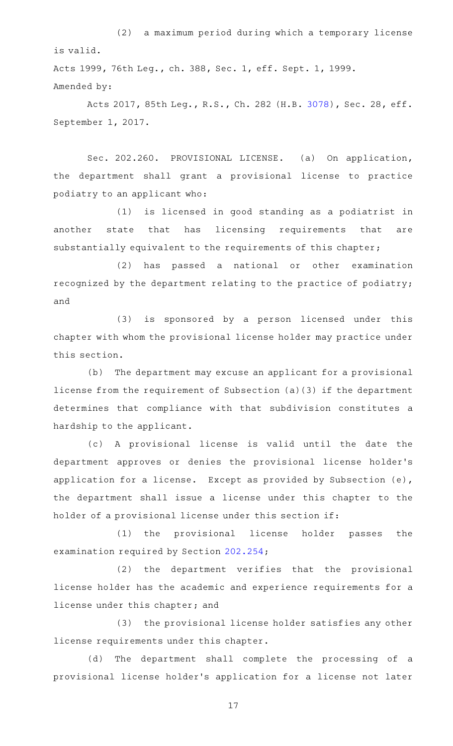(2) a maximum period during which a temporary license is valid.

Acts 1999, 76th Leg., ch. 388, Sec. 1, eff. Sept. 1, 1999.

Amended by:

Acts 2017, 85th Leg., R.S., Ch. 282 (H.B. 3078), Sec. 28, eff. September 1, 2017.

Sec. 202.260. PROVISIONAL LICENSE. (a) On application, the department shall grant a provisional license to practice podiatry to an applicant who:

(1) is licensed in good standing as a podiatrist in another state that has licensing requirements that are substantially equivalent to the requirements of this chapter;

(2) has passed a national or other examination recognized by the department relating to the practice of podiatry; and

(3) is sponsored by a person licensed under this chapter with whom the provisional license holder may practice under this section.

(b) The department may excuse an applicant for a provisional license from the requirement of Subsection (a)(3) if the department determines that compliance with that subdivision constitutes a hardship to the applicant.

(c) A provisional license is valid until the date the department approves or denies the provisional license holder's application for a license. Except as provided by Subsection (e), the department shall issue a license under this chapter to the holder of a provisional license under this section if:

(1) the provisional license holder passes the examination required by Section 202.254;

(2) the department verifies that the provisional license holder has the academic and experience requirements for a license under this chapter; and

(3) the provisional license holder satisfies any other license requirements under this chapter.

(d) The department shall complete the processing of a provisional license holder's application for a license not later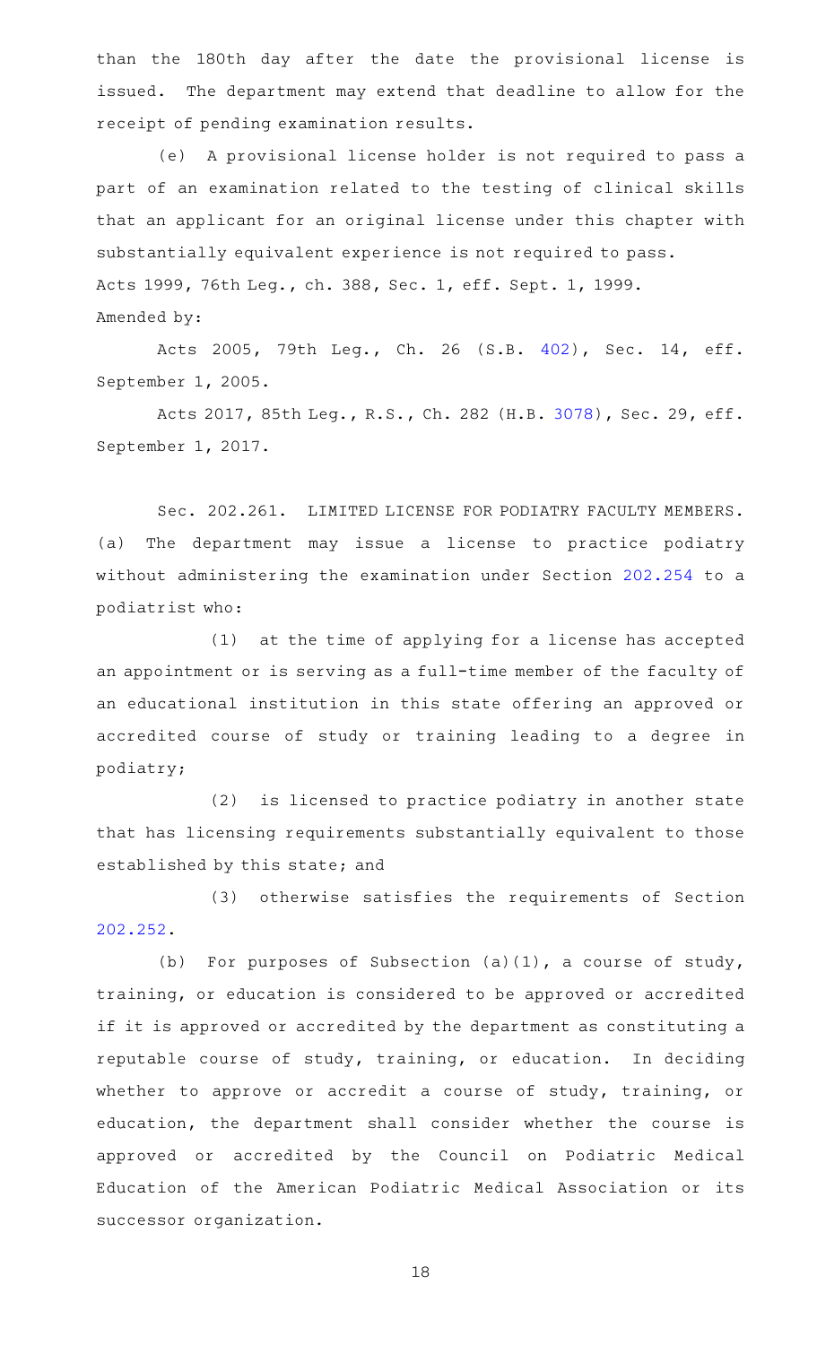than the 180th day after the date the provisional license is issued. The department may extend that deadline to allow for the receipt of pending examination results.

(e) A provisional license holder is not required to pass a part of an examination related to the testing of clinical skills that an applicant for an original license under this chapter with substantially equivalent experience is not required to pass.

Acts 1999, 76th Leg., ch. 388, Sec. 1, eff. Sept. 1, 1999.

Amended by:

Acts 2005, 79th Leg., Ch. 26 (S.B. 402), Sec. 14, eff. September 1, 2005.

Acts 2017, 85th Leg., R.S., Ch. 282 (H.B. 3078), Sec. 29, eff. September 1, 2017.

Sec. 202.261. LIMITED LICENSE FOR PODIATRY FACULTY MEMBERS. (a) The department may issue a license to practice podiatry without administering the examination under Section 202.254 to a podiatrist who:

(1) at the time of applying for a license has accepted an appointment or is serving as a full-time member of the faculty of an educational institution in this state offering an approved or accredited course of study or training leading to a degree in podiatry;

(2) is licensed to practice podiatry in another state that has licensing requirements substantially equivalent to those established by this state; and

(3) otherwise satisfies the requirements of Section 202.252.

(b) For purposes of Subsection (a)(1), a course of study, training, or education is considered to be approved or accredited if it is approved or accredited by the department as constituting a reputable course of study, training, or education. In deciding whether to approve or accredit a course of study, training, or education, the department shall consider whether the course is approved or accredited by the Council on Podiatric Medical Education of the American Podiatric Medical Association or its successor organization.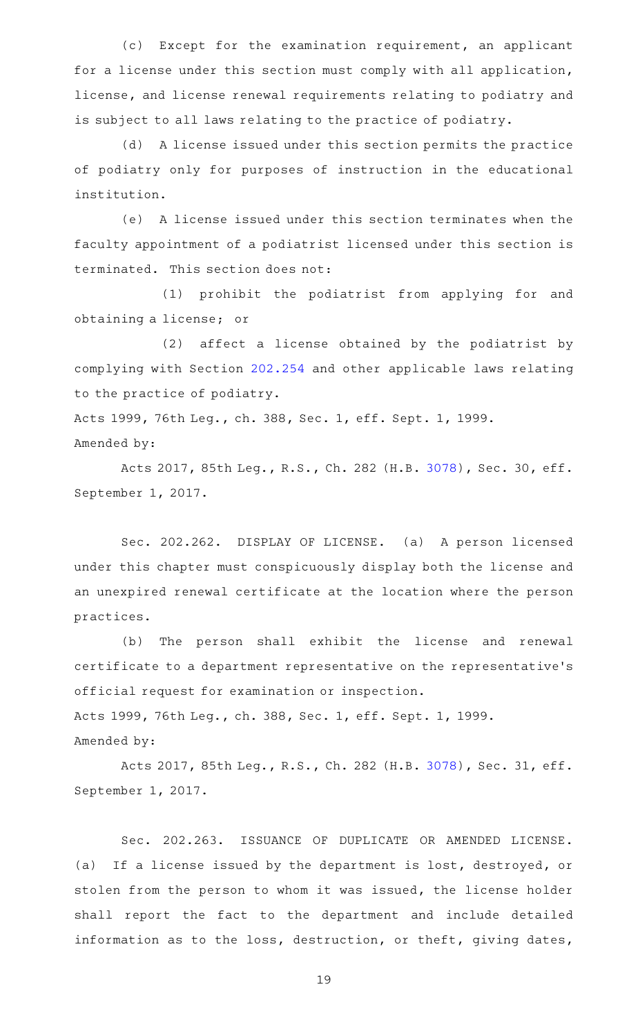(c) Except for the examination requirement, an applicant for a license under this section must comply with all application, license, and license renewal requirements relating to podiatry and is subject to all laws relating to the practice of podiatry.

(d) A license issued under this section permits the practice of podiatry only for purposes of instruction in the educational institution.

(e) A license issued under this section terminates when the faculty appointment of a podiatrist licensed under this section is terminated. This section does not:

(1) prohibit the podiatrist from applying for and obtaining a license; or

(2) affect a license obtained by the podiatrist by complying with Section 202.254 and other applicable laws relating to the practice of podiatry.

Acts 1999, 76th Leg., ch. 388, Sec. 1, eff. Sept. 1, 1999.
Amended by:

Acts 2017, 85th Leg., R.S., Ch. 282 (H.B. 3078), Sec. 30, eff. September 1, 2017.

Sec. 202.262. DISPLAY OF LICENSE. (a) A person licensed under this chapter must conspicuously display both the license and an unexpired renewal certificate at the location where the person practices.

(b) The person shall exhibit the license and renewal certificate to a department representative on the representative's official request for examination or inspection.

Acts 1999, 76th Leg., ch. 388, Sec. 1, eff. Sept. 1, 1999.
Amended by:

Acts 2017, 85th Leg., R.S., Ch. 282 (H.B. 3078), Sec. 31, eff. September 1, 2017.

Sec. 202.263. ISSUANCE OF DUPLICATE OR AMENDED LICENSE. (a) If a license issued by the department is lost, destroyed, or stolen from the person to whom it was issued, the license holder shall report the fact to the department and include detailed information as to the loss, destruction, or theft, giving dates,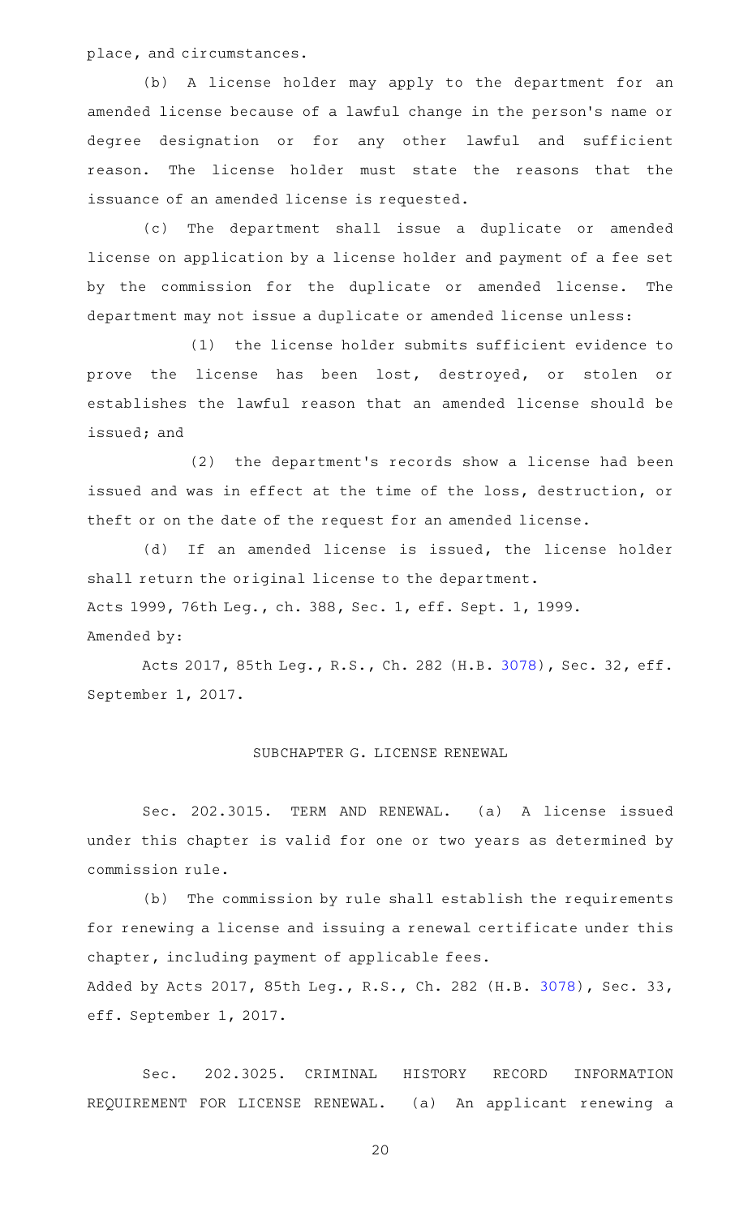place, and circumstances.

(b) A license holder may apply to the department for an amended license because of a lawful change in the person's name or degree designation or for any other lawful and sufficient reason. The license holder must state the reasons that the issuance of an amended license is requested.

(c) The department shall issue a duplicate or amended license on application by a license holder and payment of a fee set by the commission for the duplicate or amended license. The department may not issue a duplicate or amended license unless:

(1) the license holder submits sufficient evidence to prove the license has been lost, destroyed, or stolen or establishes the lawful reason that an amended license should be issued; and

(2) the department's records show a license had been issued and was in effect at the time of the loss, destruction, or theft or on the date of the request for an amended license.

(d) If an amended license is issued, the license holder shall return the original license to the department.

Acts 1999, 76th Leg., ch. 388, Sec. 1, eff. Sept. 1, 1999.

Amended by:

Acts 2017, 85th Leg., R.S., Ch. 282 (H.B. 3078), Sec. 32, eff. September 1, 2017.

## SUBCHAPTER G. LICENSE RENEWAL

Sec. 202.3015. TERM AND RENEWAL. (a) A license issued under this chapter is valid for one or two years as determined by commission rule.

(b) The commission by rule shall establish the requirements for renewing a license and issuing a renewal certificate under this chapter, including payment of applicable fees.

Added by Acts 2017, 85th Leg., R.S., Ch. 282 (H.B. 3078), Sec. 33, eff. September 1, 2017.

Sec. 202.3025. CRIMINAL HISTORY RECORD INFORMATION REQUIREMENT FOR LICENSE RENEWAL. (a) An applicant renewing a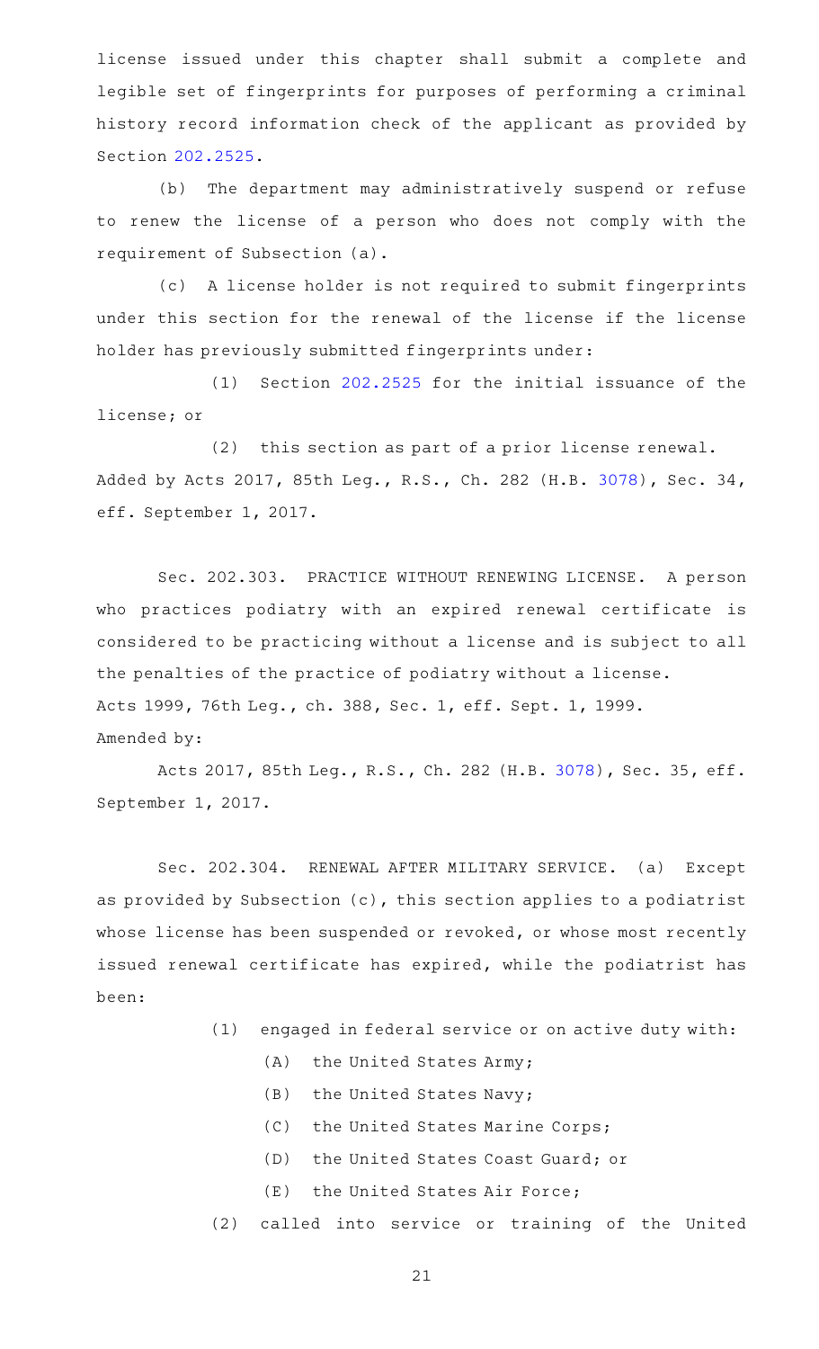license issued under this chapter shall submit a complete and legible set of fingerprints for purposes of performing a criminal history record information check of the applicant as provided by Section 202.2525.

(b) The department may administratively suspend or refuse to renew the license of a person who does not comply with the requirement of Subsection (a).

(c) A license holder is not required to submit fingerprints under this section for the renewal of the license if the license holder has previously submitted fingerprints under:

(1) Section 202.2525 for the initial issuance of the license; or

(2) this section as part of a prior license renewal.

Added by Acts 2017, 85th Leg., R.S., Ch. 282 (H.B. 3078), Sec. 34, eff. September 1, 2017.

Sec. 202.303. PRACTICE WITHOUT RENEWING LICENSE. A person who practices podiatry with an expired renewal certificate is considered to be practicing without a license and is subject to all the penalties of the practice of podiatry without a license.

Acts 1999, 76th Leg., ch. 388, Sec. 1, eff. Sept. 1, 1999.

Amended by:

Acts 2017, 85th Leg., R.S., Ch. 282 (H.B. 3078), Sec. 35, eff. September 1, 2017.

Sec. 202.304. RENEWAL AFTER MILITARY SERVICE. (a) Except as provided by Subsection (c), this section applies to a podiatrist whose license has been suspended or revoked, or whose most recently issued renewal certificate has expired, while the podiatrist has been:

(1) engaged in federal service or on active duty with:

(A) the United States Army;

(B) the United States Navy;

(C) the United States Marine Corps;

(D) the United States Coast Guard; or

(E) the United States Air Force;

(2) called into service or training of the United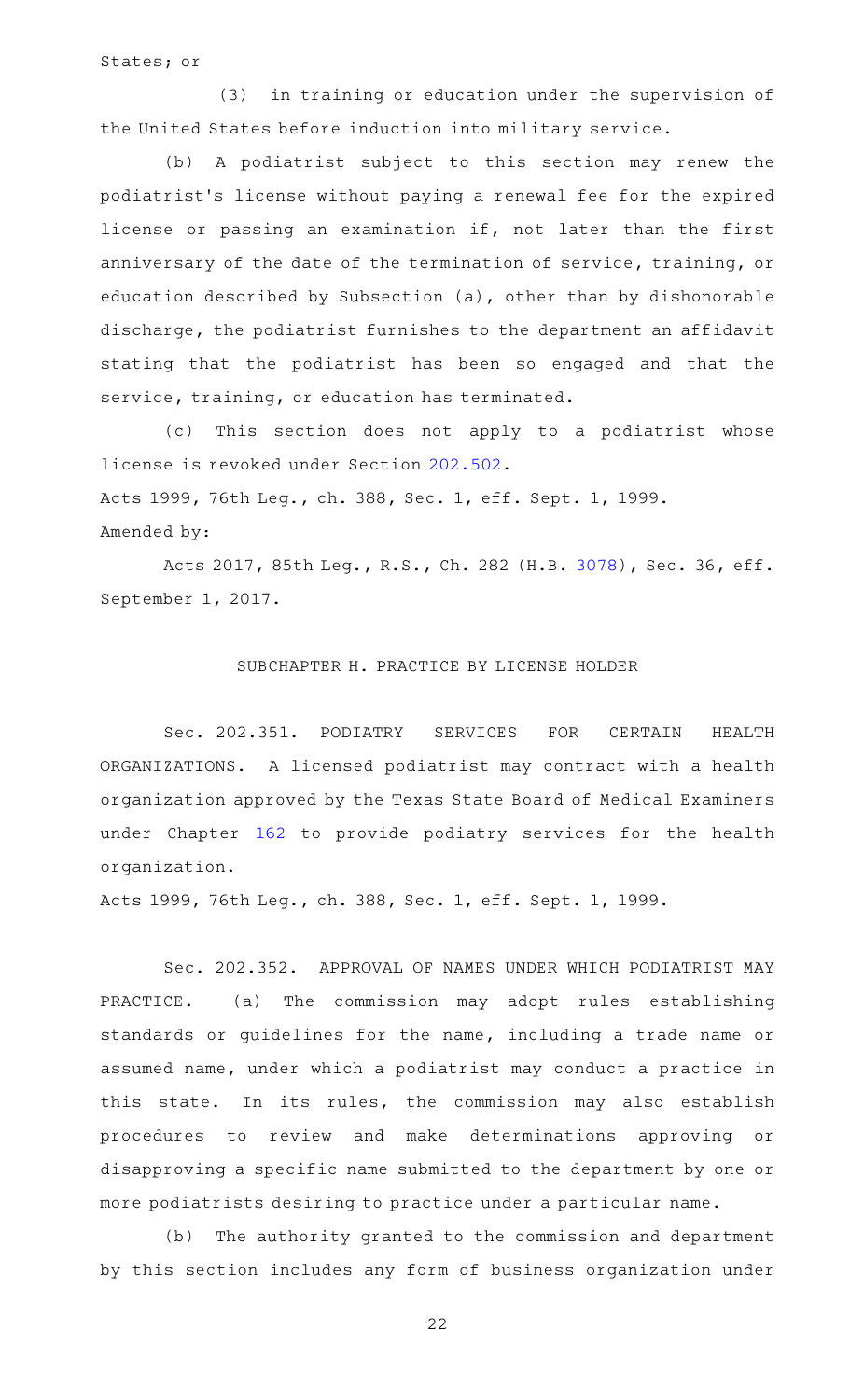States; or

(3) in training or education under the supervision of the United States before induction into military service.

(b) A podiatrist subject to this section may renew the podiatrist's license without paying a renewal fee for the expired license or passing an examination if, not later than the first anniversary of the date of the termination of service, training, or education described by Subsection (a), other than by dishonorable discharge, the podiatrist furnishes to the department an affidavit stating that the podiatrist has been so engaged and that the service, training, or education has terminated.

(c) This section does not apply to a podiatrist whose license is revoked under Section 202.502.

Acts 1999, 76th Leg., ch. 388, Sec. 1, eff. Sept. 1, 1999.

Amended by:

Acts 2017, 85th Leg., R.S., Ch. 282 (H.B. 3078), Sec. 36, eff. September 1, 2017.

## SUBCHAPTER H. PRACTICE BY LICENSE HOLDER

Sec. 202.351. PODIATRY SERVICES FOR CERTAIN HEALTH ORGANIZATIONS. A licensed podiatrist may contract with a health organization approved by the Texas State Board of Medical Examiners under Chapter 162 to provide podiatry services for the health organization.

Acts 1999, 76th Leg., ch. 388, Sec. 1, eff. Sept. 1, 1999.

Sec. 202.352. APPROVAL OF NAMES UNDER WHICH PODIATRIST MAY PRACTICE. (a) The commission may adopt rules establishing standards or guidelines for the name, including a trade name or assumed name, under which a podiatrist may conduct a practice in this state. In its rules, the commission may also establish procedures to review and make determinations approving or disapproving a specific name submitted to the department by one or more podiatrists desiring to practice under a particular name.

(b) The authority granted to the commission and department by this section includes any form of business organization under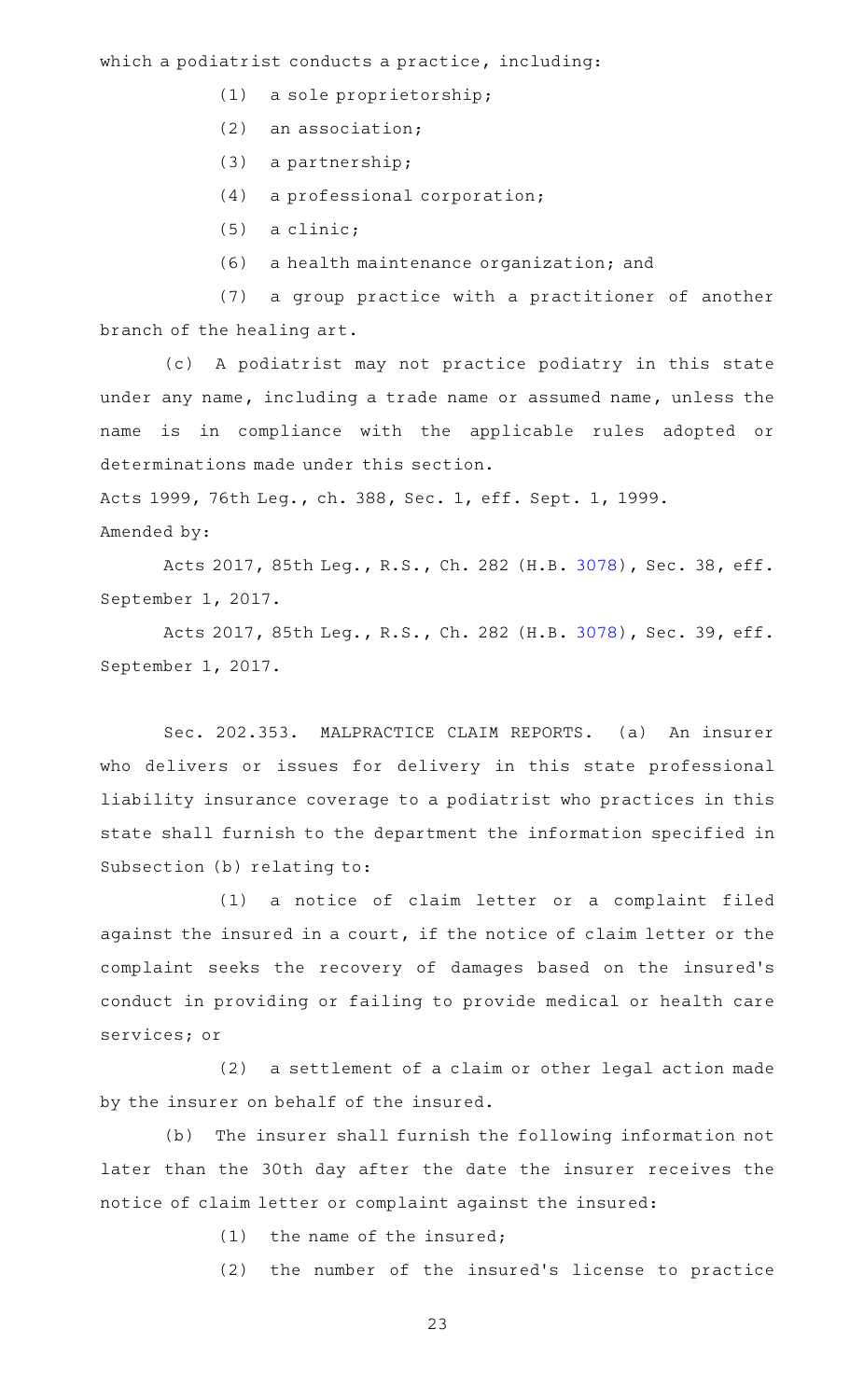which a podiatrist conducts a practice, including:

(1) a sole proprietorship;

(2) an association;

(3) a partnership;

(4) a professional corporation;

(5) a clinic;

(6) a health maintenance organization; and

(7) a group practice with a practitioner of another branch of the healing art.

(c) A podiatrist may not practice podiatry in this state under any name, including a trade name or assumed name, unless the name is in compliance with the applicable rules adopted or determinations made under this section.

Acts 1999, 76th Leg., ch. 388, Sec. 1, eff. Sept. 1, 1999.

Amended by:

Acts 2017, 85th Leg., R.S., Ch. 282 (H.B. 3078), Sec. 38, eff. September 1, 2017.

Acts 2017, 85th Leg., R.S., Ch. 282 (H.B. 3078), Sec. 39, eff. September 1, 2017.

Sec. 202.353. MALPRACTICE CLAIM REPORTS. (a) An insurer who delivers or issues for delivery in this state professional liability insurance coverage to a podiatrist who practices in this state shall furnish to the department the information specified in Subsection (b) relating to:

(1) a notice of claim letter or a complaint filed against the insured in a court, if the notice of claim letter or the complaint seeks the recovery of damages based on the insured's conduct in providing or failing to provide medical or health care services; or

(2) a settlement of a claim or other legal action made by the insurer on behalf of the insured.

(b) The insurer shall furnish the following information not later than the 30th day after the date the insurer receives the notice of claim letter or complaint against the insured:

(1) the name of the insured;

(2) the number of the insured's license to practice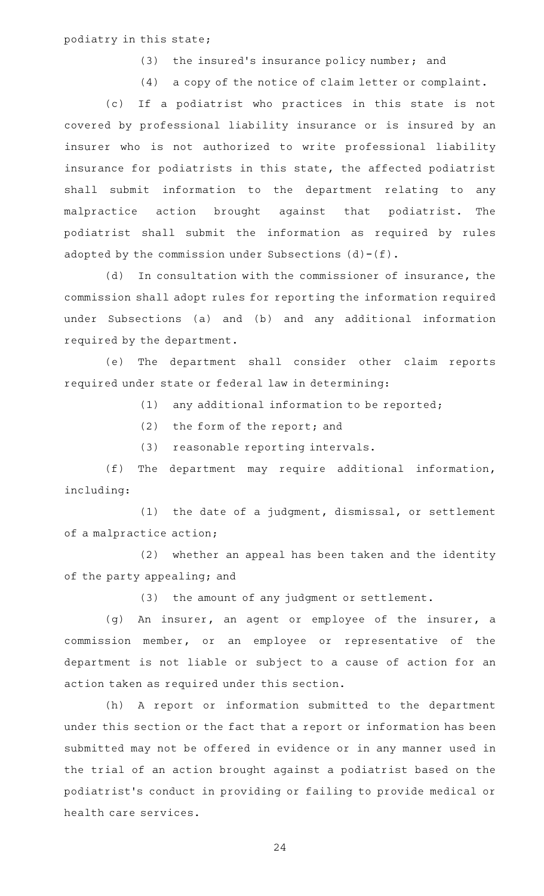podiatry in this state;

(3) the insured's insurance policy number; and

(4) a copy of the notice of claim letter or complaint.

(c) If a podiatrist who practices in this state is not covered by professional liability insurance or is insured by an insurer who is not authorized to write professional liability insurance for podiatrists in this state, the affected podiatrist shall submit information to the department relating to any malpractice action brought against that podiatrist. The podiatrist shall submit the information as required by rules adopted by the commission under Subsections (d)-(f).

(d) In consultation with the commissioner of insurance, the commission shall adopt rules for reporting the information required under Subsections (a) and (b) and any additional information required by the department.

(e) The department shall consider other claim reports required under state or federal law in determining:

(1) any additional information to be reported;

(2) the form of the report; and

(3) reasonable reporting intervals.

(f) The department may require additional information, including:

(1) the date of a judgment, dismissal, or settlement of a malpractice action;

(2) whether an appeal has been taken and the identity of the party appealing; and

(3) the amount of any judgment or settlement.

(g) An insurer, an agent or employee of the insurer, a commission member, or an employee or representative of the department is not liable or subject to a cause of action for an action taken as required under this section.

(h) A report or information submitted to the department under this section or the fact that a report or information has been submitted may not be offered in evidence or in any manner used in the trial of an action brought against a podiatrist based on the podiatrist's conduct in providing or failing to provide medical or health care services.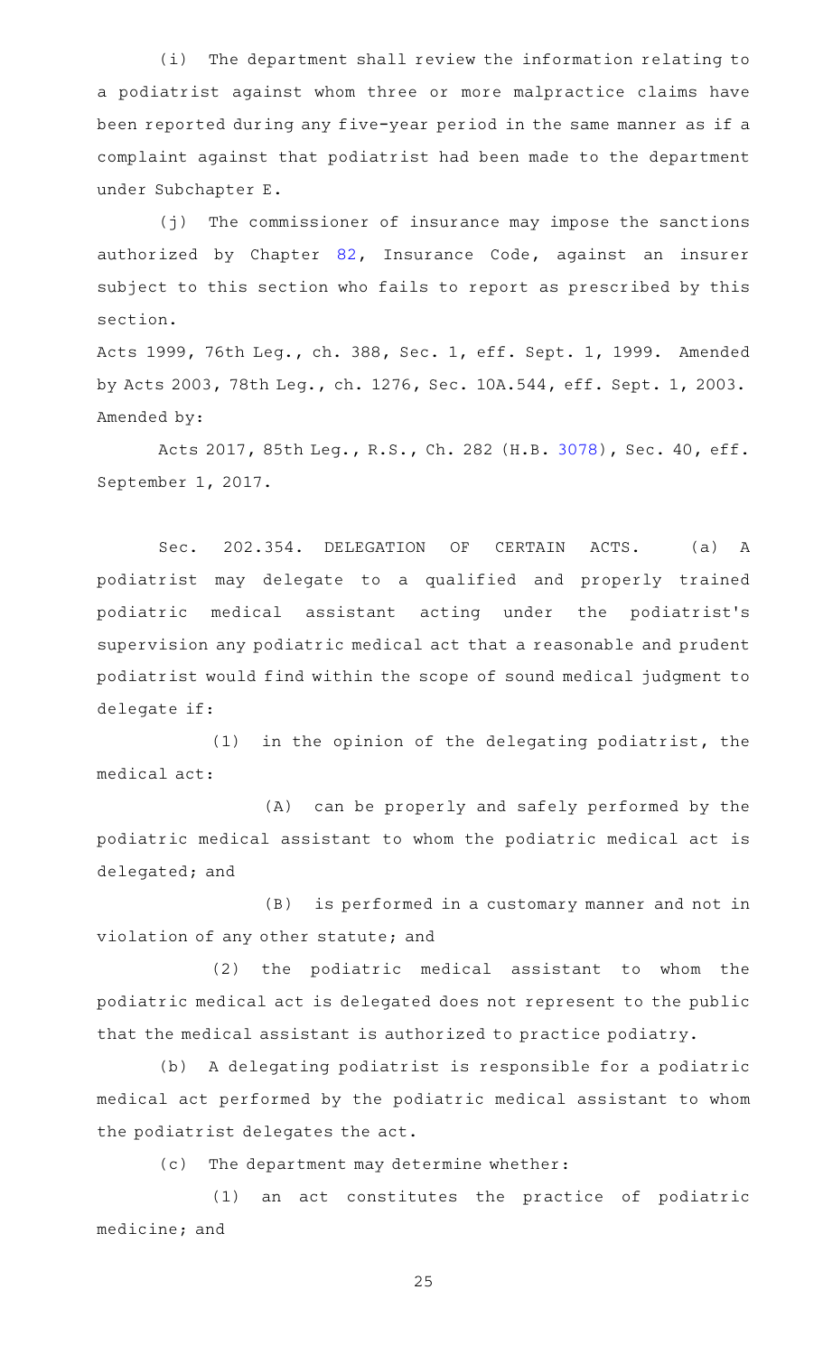(i) The department shall review the information relating to a podiatrist against whom three or more malpractice claims have been reported during any five-year period in the same manner as if a complaint against that podiatrist had been made to the department under Subchapter E.

(j) The commissioner of insurance may impose the sanctions authorized by Chapter 82, Insurance Code, against an insurer subject to this section who fails to report as prescribed by this section.

Acts 1999, 76th Leg., ch. 388, Sec. 1, eff. Sept. 1, 1999. Amended by Acts 2003, 78th Leg., ch. 1276, Sec. 10A.544, eff. Sept. 1, 2003.

Amended by:

Acts 2017, 85th Leg., R.S., Ch. 282 (H.B. 3078), Sec. 40, eff. September 1, 2017.

Sec. 202.354. DELEGATION OF CERTAIN ACTS. (a) A podiatrist may delegate to a qualified and properly trained podiatric medical assistant acting under the podiatrist's supervision any podiatric medical act that a reasonable and prudent podiatrist would find within the scope of sound medical judgment to delegate if:

(1) in the opinion of the delegating podiatrist, the medical act:

(A) can be properly and safely performed by the podiatric medical assistant to whom the podiatric medical act is delegated; and

(B) is performed in a customary manner and not in violation of any other statute; and

(2) the podiatric medical assistant to whom the podiatric medical act is delegated does not represent to the public that the medical assistant is authorized to practice podiatry.

(b) A delegating podiatrist is responsible for a podiatric medical act performed by the podiatric medical assistant to whom the podiatrist delegates the act.

(c) The department may determine whether:

(1) an act constitutes the practice of podiatric medicine; and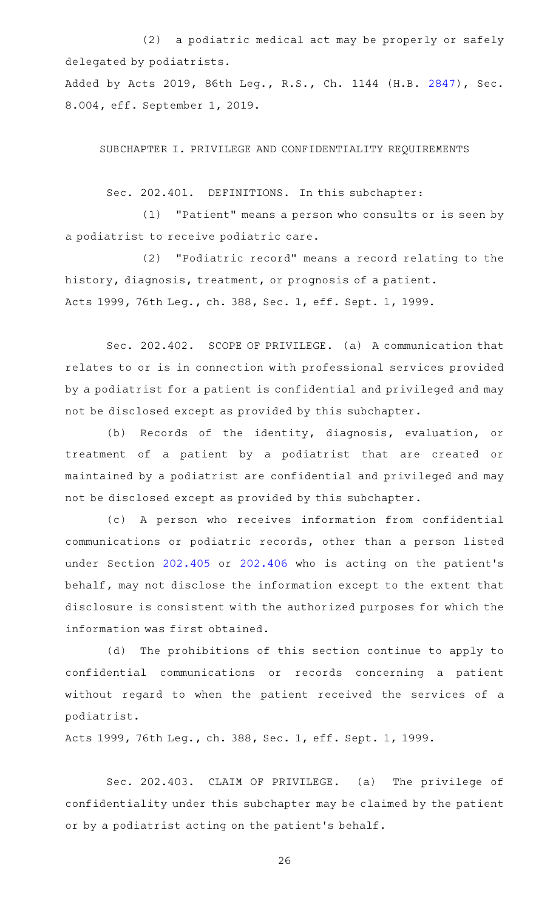(2) a podiatric medical act may be properly or safely delegated by podiatrists.

Added by Acts 2019, 86th Leg., R.S., Ch. 1144 (H.B. 2847), Sec. 8.004, eff. September 1, 2019.

## SUBCHAPTER I. PRIVILEGE AND CONFIDENTIALITY REQUIREMENTS

Sec. 202.401. DEFINITIONS. In this subchapter:

(1) "Patient" means a person who consults or is seen by a podiatrist to receive podiatric care.

(2) "Podiatric record" means a record relating to the history, diagnosis, treatment, or prognosis of a patient.

Acts 1999, 76th Leg., ch. 388, Sec. 1, eff. Sept. 1, 1999.

Sec. 202.402. SCOPE OF PRIVILEGE. (a) A communication that relates to or is in connection with professional services provided by a podiatrist for a patient is confidential and privileged and may not be disclosed except as provided by this subchapter.

(b) Records of the identity, diagnosis, evaluation, or treatment of a patient by a podiatrist that are created or maintained by a podiatrist are confidential and privileged and may not be disclosed except as provided by this subchapter.

(c) A person who receives information from confidential communications or podiatric records, other than a person listed under Section 202.405 or 202.406 who is acting on the patient's behalf, may not disclose the information except to the extent that disclosure is consistent with the authorized purposes for which the information was first obtained.

(d) The prohibitions of this section continue to apply to confidential communications or records concerning a patient without regard to when the patient received the services of a podiatrist.

Acts 1999, 76th Leg., ch. 388, Sec. 1, eff. Sept. 1, 1999.

Sec. 202.403. CLAIM OF PRIVILEGE. (a) The privilege of confidentiality under this subchapter may be claimed by the patient or by a podiatrist acting on the patient's behalf.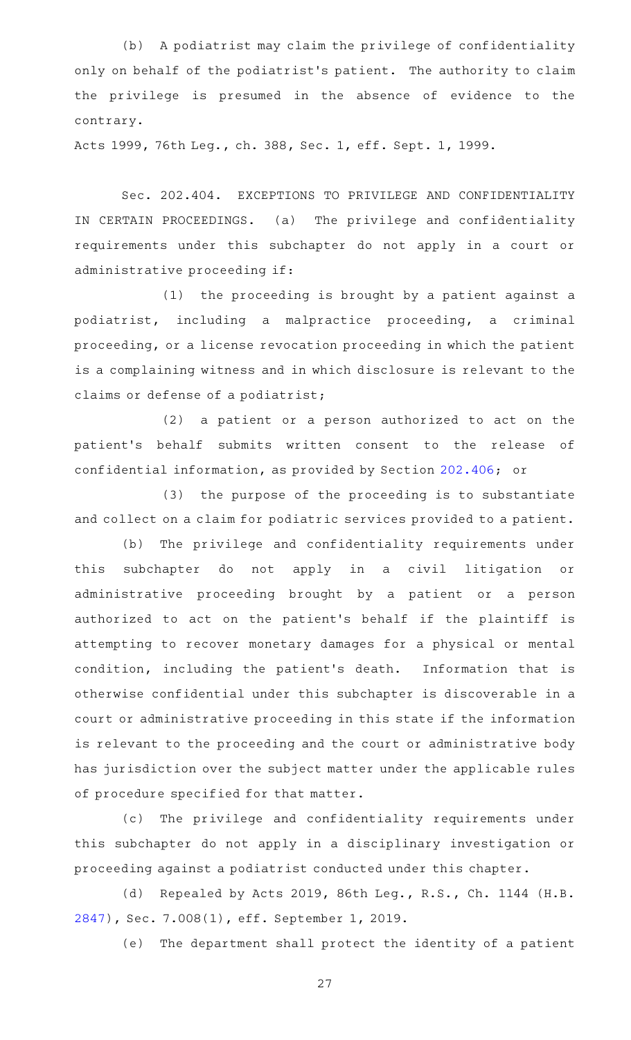(b) A podiatrist may claim the privilege of confidentiality only on behalf of the podiatrist's patient. The authority to claim the privilege is presumed in the absence of evidence to the contrary.

Acts 1999, 76th Leg., ch. 388, Sec. 1, eff. Sept. 1, 1999.

Sec. 202.404. EXCEPTIONS TO PRIVILEGE AND CONFIDENTIALITY IN CERTAIN PROCEEDINGS. (a) The privilege and confidentiality requirements under this subchapter do not apply in a court or administrative proceeding if:

(1) the proceeding is brought by a patient against a podiatrist, including a malpractice proceeding, a criminal proceeding, or a license revocation proceeding in which the patient is a complaining witness and in which disclosure is relevant to the claims or defense of a podiatrist;

(2) a patient or a person authorized to act on the patient's behalf submits written consent to the release of confidential information, as provided by Section 202.406; or

(3) the purpose of the proceeding is to substantiate and collect on a claim for podiatric services provided to a patient.

(b) The privilege and confidentiality requirements under this subchapter do not apply in a civil litigation or administrative proceeding brought by a patient or a person authorized to act on the patient's behalf if the plaintiff is attempting to recover monetary damages for a physical or mental condition, including the patient's death. Information that is otherwise confidential under this subchapter is discoverable in a court or administrative proceeding in this state if the information is relevant to the proceeding and the court or administrative body has jurisdiction over the subject matter under the applicable rules of procedure specified for that matter.

(c) The privilege and confidentiality requirements under this subchapter do not apply in a disciplinary investigation or proceeding against a podiatrist conducted under this chapter.

(d) Repealed by Acts 2019, 86th Leg., R.S., Ch. 1144 (H.B. 2847), Sec. 7.008(1), eff. September 1, 2019.

(e) The department shall protect the identity of a patient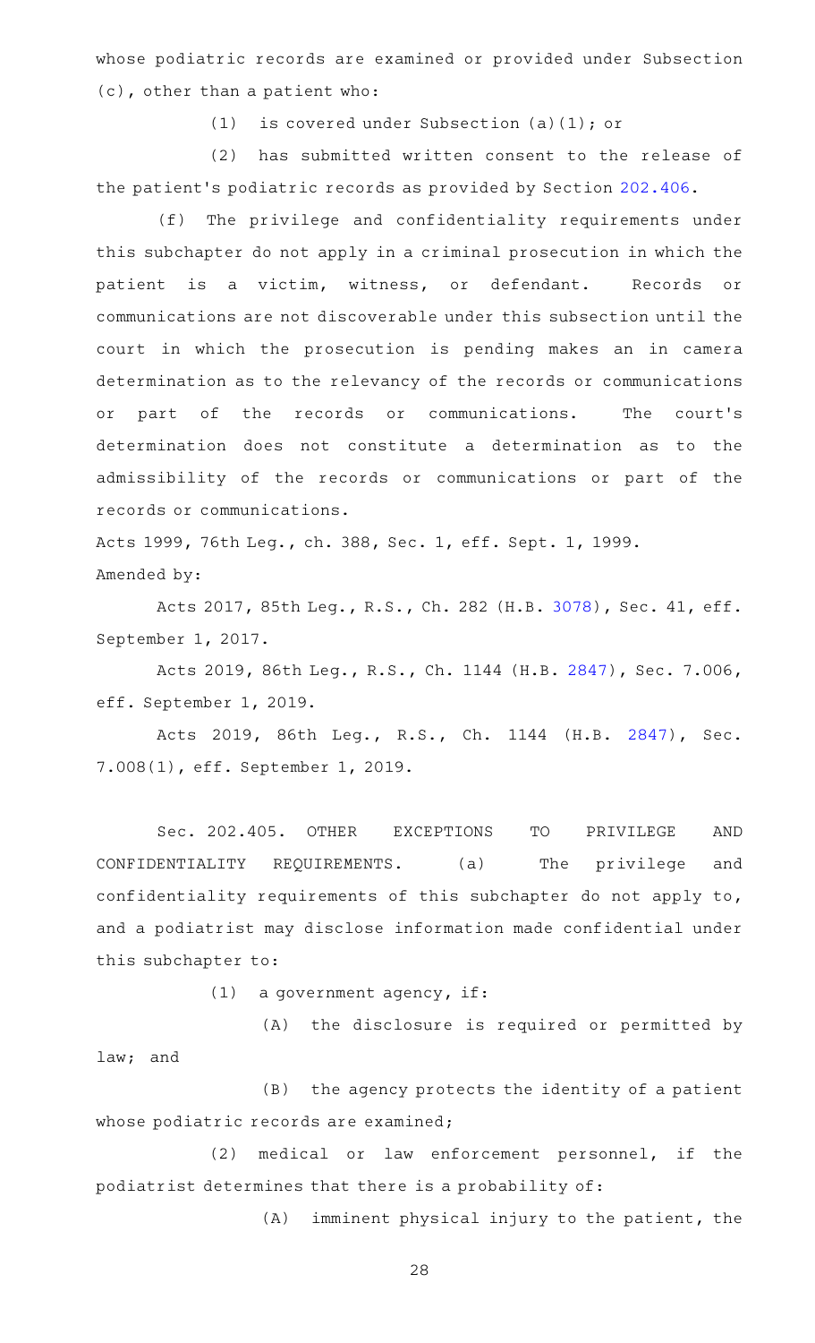whose podiatric records are examined or provided under Subsection (c), other than a patient who:

(1) is covered under Subsection (a)(1); or

(2) has submitted written consent to the release of the patient's podiatric records as provided by Section 202.406.

(f) The privilege and confidentiality requirements under this subchapter do not apply in a criminal prosecution in which the patient is a victim, witness, or defendant. Records or communications are not discoverable under this subsection until the court in which the prosecution is pending makes an in camera determination as to the relevancy of the records or communications or part of the records or communications. The court's determination does not constitute a determination as to the admissibility of the records or communications or part of the records or communications.

Acts 1999, 76th Leg., ch. 388, Sec. 1, eff. Sept. 1, 1999.

Amended by:

Acts 2017, 85th Leg., R.S., Ch. 282 (H.B. 3078), Sec. 41, eff. September 1, 2017.

Acts 2019, 86th Leg., R.S., Ch. 1144 (H.B. 2847), Sec. 7.006, eff. September 1, 2019.

Acts 2019, 86th Leg., R.S., Ch. 1144 (H.B. 2847), Sec. 7.008(1), eff. September 1, 2019.

Sec. 202.405. OTHER EXCEPTIONS TO PRIVILEGE AND CONFIDENTIALITY REQUIREMENTS. (a) The privilege and confidentiality requirements of this subchapter do not apply to, and a podiatrist may disclose information made confidential under this subchapter to:

(1) a government agency, if:

(A) the disclosure is required or permitted by law; and

(B) the agency protects the identity of a patient whose podiatric records are examined;

(2) medical or law enforcement personnel, if the podiatrist determines that there is a probability of:

(A) imminent physical injury to the patient, the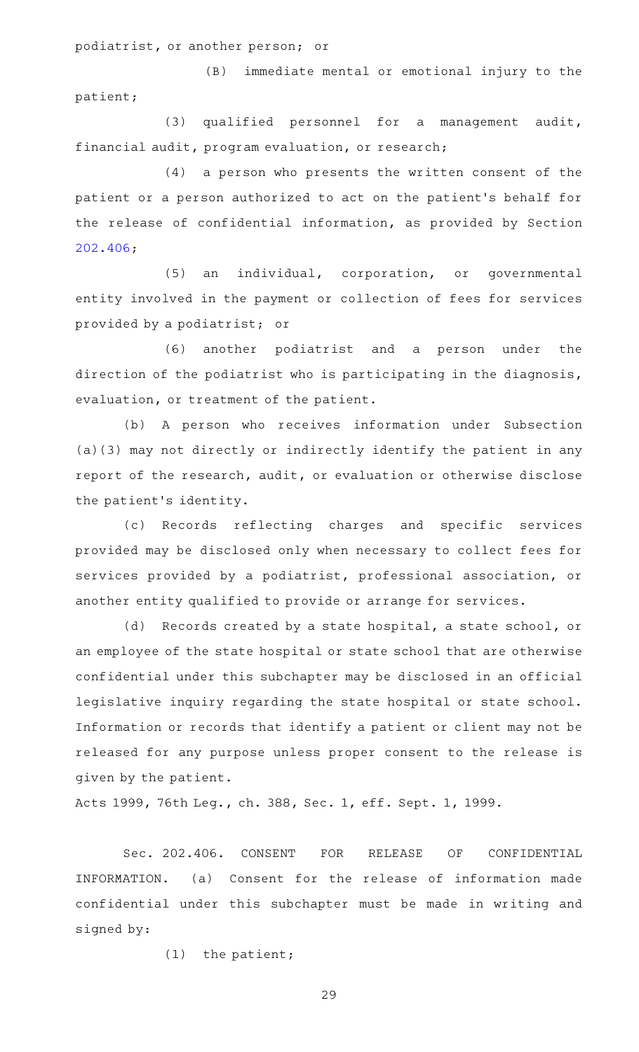podiatrist, or another person; or

(B) immediate mental or emotional injury to the patient;

(3) qualified personnel for a management audit, financial audit, program evaluation, or research;

(4) a person who presents the written consent of the patient or a person authorized to act on the patient's behalf for the release of confidential information, as provided by Section 202.406;

(5) an individual, corporation, or governmental entity involved in the payment or collection of fees for services provided by a podiatrist; or

(6) another podiatrist and a person under the direction of the podiatrist who is participating in the diagnosis, evaluation, or treatment of the patient.

(b) A person who receives information under Subsection (a)(3) may not directly or indirectly identify the patient in any report of the research, audit, or evaluation or otherwise disclose the patient's identity.

(c) Records reflecting charges and specific services provided may be disclosed only when necessary to collect fees for services provided by a podiatrist, professional association, or another entity qualified to provide or arrange for services.

(d) Records created by a state hospital, a state school, or an employee of the state hospital or state school that are otherwise confidential under this subchapter may be disclosed in an official legislative inquiry regarding the state hospital or state school. Information or records that identify a patient or client may not be released for any purpose unless proper consent to the release is given by the patient.

Acts 1999, 76th Leg., ch. 388, Sec. 1, eff. Sept. 1, 1999.

Sec. 202.406. CONSENT FOR RELEASE OF CONFIDENTIAL INFORMATION. (a) Consent for the release of information made confidential under this subchapter must be made in writing and signed by:

(1) the patient;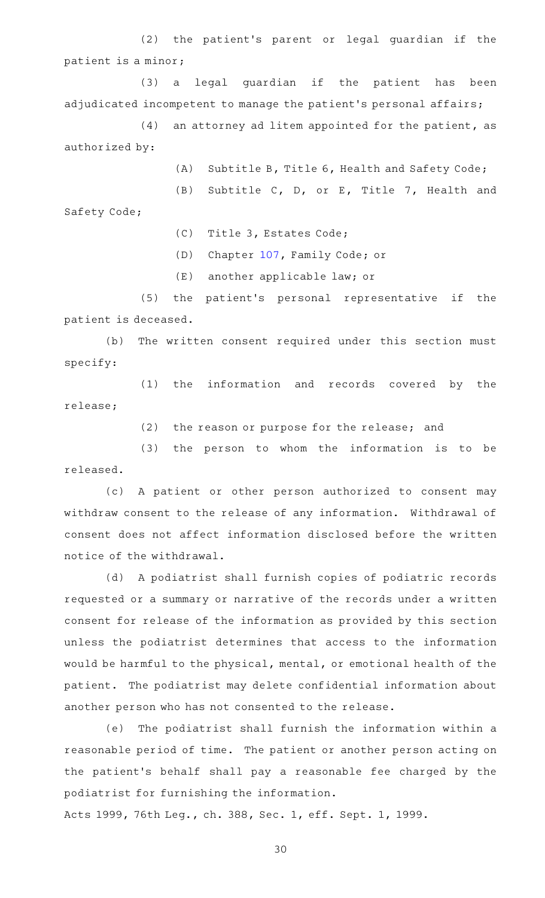(2) the patient's parent or legal guardian if the patient is a minor;

(3) a legal guardian if the patient has been adjudicated incompetent to manage the patient's personal affairs;

(4) an attorney ad litem appointed for the patient, as authorized by:

(A) Subtitle B, Title 6, Health and Safety Code;

(B) Subtitle C, D, or E, Title 7, Health and Safety Code;

(C) Title 3, Estates Code;

(D) Chapter 107, Family Code; or

(E) another applicable law; or

(5) the patient's personal representative if the patient is deceased.

(b) The written consent required under this section must specify:

(1) the information and records covered by the release;

(2) the reason or purpose for the release; and

(3) the person to whom the information is to be released.

(c) A patient or other person authorized to consent may withdraw consent to the release of any information. Withdrawal of consent does not affect information disclosed before the written notice of the withdrawal.

(d) A podiatrist shall furnish copies of podiatric records requested or a summary or narrative of the records under a written consent for release of the information as provided by this section unless the podiatrist determines that access to the information would be harmful to the physical, mental, or emotional health of the patient. The podiatrist may delete confidential information about another person who has not consented to the release.

(e) The podiatrist shall furnish the information within a reasonable period of time. The patient or another person acting on the patient's behalf shall pay a reasonable fee charged by the podiatrist for furnishing the information.

Acts 1999, 76th Leg., ch. 388, Sec. 1, eff. Sept. 1, 1999.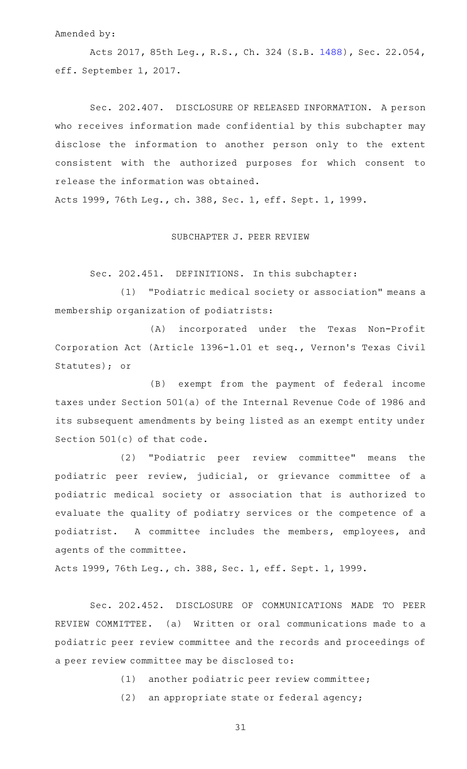Amended by:

Acts 2017, 85th Leg., R.S., Ch. 324 (S.B. 1488), Sec. 22.054, eff. September 1, 2017.

Sec. 202.407. DISCLOSURE OF RELEASED INFORMATION. A person who receives information made confidential by this subchapter may disclose the information to another person only to the extent consistent with the authorized purposes for which consent to release the information was obtained.

Acts 1999, 76th Leg., ch. 388, Sec. 1, eff. Sept. 1, 1999.

## SUBCHAPTER J. PEER REVIEW

Sec. 202.451. DEFINITIONS. In this subchapter:

(1) "Podiatric medical society or association" means a membership organization of podiatrists:

(A) incorporated under the Texas Non-Profit Corporation Act (Article 1396-1.01 et seq., Vernon's Texas Civil Statutes); or

(B) exempt from the payment of federal income taxes under Section 501(a) of the Internal Revenue Code of 1986 and its subsequent amendments by being listed as an exempt entity under Section 501(c) of that code.

(2) "Podiatric peer review committee" means the podiatric peer review, judicial, or grievance committee of a podiatric medical society or association that is authorized to evaluate the quality of podiatry services or the competence of a podiatrist. A committee includes the members, employees, and agents of the committee.

Acts 1999, 76th Leg., ch. 388, Sec. 1, eff. Sept. 1, 1999.

Sec. 202.452. DISCLOSURE OF COMMUNICATIONS MADE TO PEER REVIEW COMMITTEE. (a) Written or oral communications made to a podiatric peer review committee and the records and proceedings of a peer review committee may be disclosed to:

(1) another podiatric peer review committee;

(2) an appropriate state or federal agency;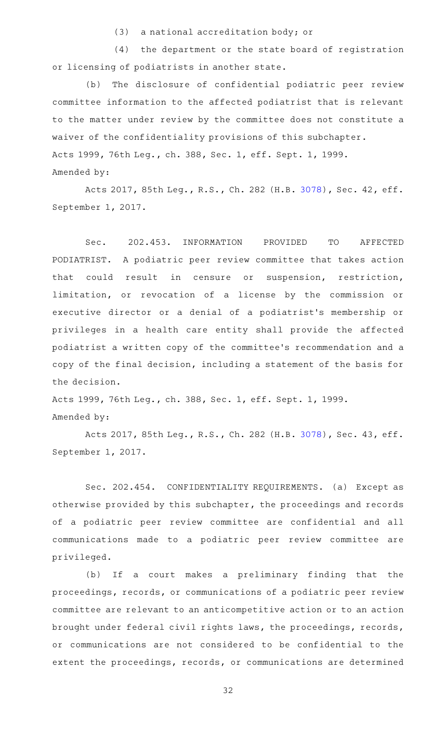(3) a national accreditation body; or

(4) the department or the state board of registration or licensing of podiatrists in another state.

(b) The disclosure of confidential podiatric peer review committee information to the affected podiatrist that is relevant to the matter under review by the committee does not constitute a waiver of the confidentiality provisions of this subchapter.

Acts 1999, 76th Leg., ch. 388, Sec. 1, eff. Sept. 1, 1999.

Amended by:

Acts 2017, 85th Leg., R.S., Ch. 282 (H.B. 3078), Sec. 42, eff. September 1, 2017.

Sec. 202.453. INFORMATION PROVIDED TO AFFECTED PODIATRIST. A podiatric peer review committee that takes action that could result in censure or suspension, restriction, limitation, or revocation of a license by the commission or executive director or a denial of a podiatrist's membership or privileges in a health care entity shall provide the affected podiatrist a written copy of the committee's recommendation and a copy of the final decision, including a statement of the basis for the decision.

Acts 1999, 76th Leg., ch. 388, Sec. 1, eff. Sept. 1, 1999.

Amended by:

Acts 2017, 85th Leg., R.S., Ch. 282 (H.B. 3078), Sec. 43, eff. September 1, 2017.

Sec. 202.454. CONFIDENTIALITY REQUIREMENTS. (a) Except as otherwise provided by this subchapter, the proceedings and records of a podiatric peer review committee are confidential and all communications made to a podiatric peer review committee are privileged.

(b) If a court makes a preliminary finding that the proceedings, records, or communications of a podiatric peer review committee are relevant to an anticompetitive action or to an action brought under federal civil rights laws, the proceedings, records, or communications are not considered to be confidential to the extent the proceedings, records, or communications are determined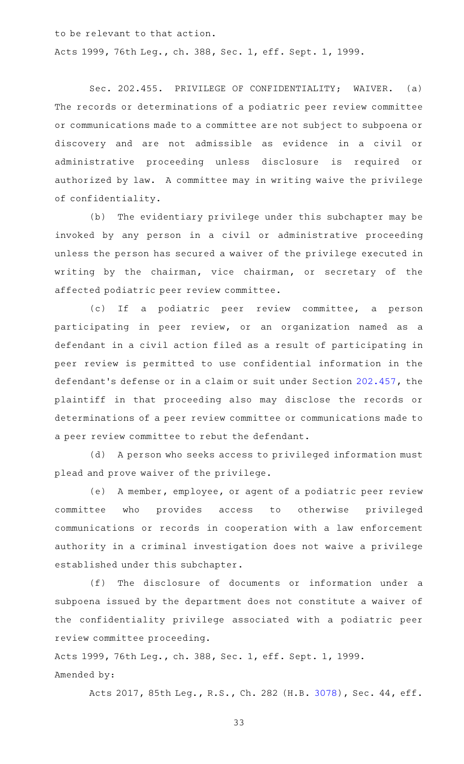to be relevant to that action.

Acts 1999, 76th Leg., ch. 388, Sec. 1, eff. Sept. 1, 1999.

Sec. 202.455. PRIVILEGE OF CONFIDENTIALITY; WAIVER. (a) The records or determinations of a podiatric peer review committee or communications made to a committee are not subject to subpoena or discovery and are not admissible as evidence in a civil or administrative proceeding unless disclosure is required or authorized by law. A committee may in writing waive the privilege of confidentiality.

(b) The evidentiary privilege under this subchapter may be invoked by any person in a civil or administrative proceeding unless the person has secured a waiver of the privilege executed in writing by the chairman, vice chairman, or secretary of the affected podiatric peer review committee.

(c) If a podiatric peer review committee, a person participating in peer review, or an organization named as a defendant in a civil action filed as a result of participating in peer review is permitted to use confidential information in the defendant's defense or in a claim or suit under Section 202.457, the plaintiff in that proceeding also may disclose the records or determinations of a peer review committee or communications made to a peer review committee to rebut the defendant.

(d) A person who seeks access to privileged information must plead and prove waiver of the privilege.

(e) A member, employee, or agent of a podiatric peer review committee who provides access to otherwise privileged communications or records in cooperation with a law enforcement authority in a criminal investigation does not waive a privilege established under this subchapter.

(f) The disclosure of documents or information under a subpoena issued by the department does not constitute a waiver of the confidentiality privilege associated with a podiatric peer review committee proceeding.

Acts 1999, 76th Leg., ch. 388, Sec. 1, eff. Sept. 1, 1999.

Amended by:

Acts 2017, 85th Leg., R.S., Ch. 282 (H.B. 3078), Sec. 44, eff.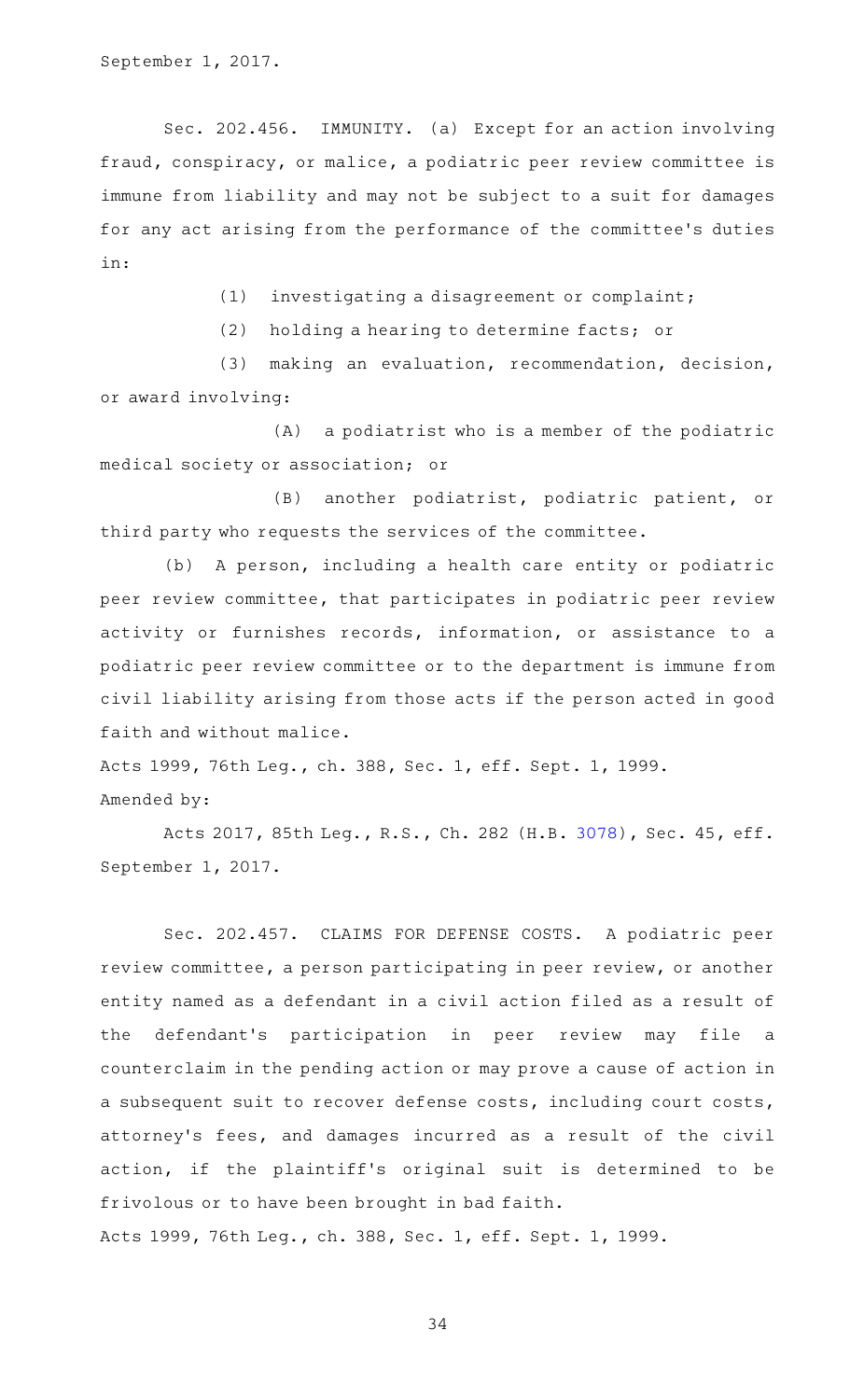September 1, 2017.

Sec. 202.456. IMMUNITY. (a) Except for an action involving fraud, conspiracy, or malice, a podiatric peer review committee is immune from liability and may not be subject to a suit for damages for any act arising from the performance of the committee's duties in:

(1) investigating a disagreement or complaint;

(2) holding a hearing to determine facts; or

(3) making an evaluation, recommendation, decision, or award involving:

(A) a podiatrist who is a member of the podiatric medical society or association; or

(B) another podiatrist, podiatric patient, or third party who requests the services of the committee.

(b) A person, including a health care entity or podiatric peer review committee, that participates in podiatric peer review activity or furnishes records, information, or assistance to a podiatric peer review committee or to the department is immune from civil liability arising from those acts if the person acted in good faith and without malice.

Acts 1999, 76th Leg., ch. 388, Sec. 1, eff. Sept. 1, 1999.

Amended by:

Acts 2017, 85th Leg., R.S., Ch. 282 (H.B. 3078), Sec. 45, eff. September 1, 2017.

Sec. 202.457. CLAIMS FOR DEFENSE COSTS. A podiatric peer review committee, a person participating in peer review, or another entity named as a defendant in a civil action filed as a result of the defendant's participation in peer review may file a counterclaim in the pending action or may prove a cause of action in a subsequent suit to recover defense costs, including court costs, attorney's fees, and damages incurred as a result of the civil action, if the plaintiff's original suit is determined to be frivolous or to have been brought in bad faith.

Acts 1999, 76th Leg., ch. 388, Sec. 1, eff. Sept. 1, 1999.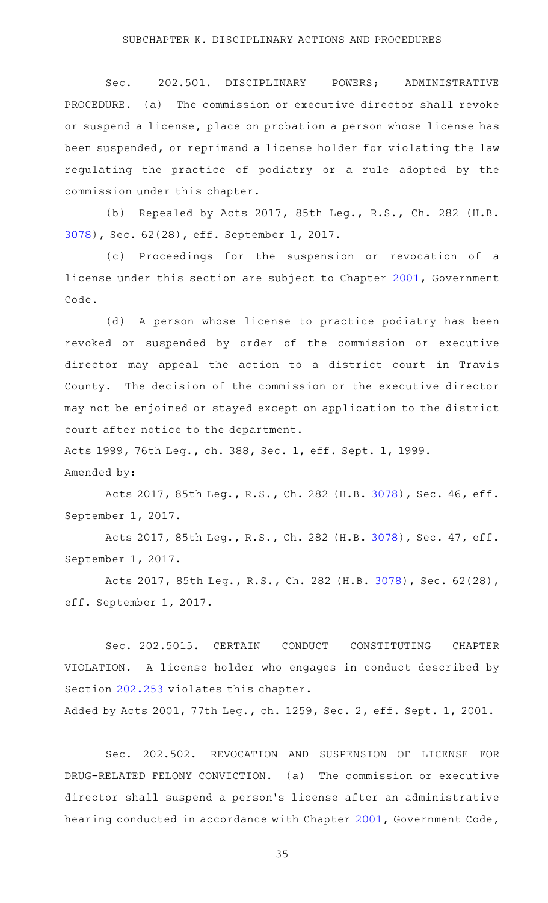## SUBCHAPTER K. DISCIPLINARY ACTIONS AND PROCEDURES

Sec. 202.501. DISCIPLINARY POWERS; ADMINISTRATIVE PROCEDURE. (a) The commission or executive director shall revoke or suspend a license, place on probation a person whose license has been suspended, or reprimand a license holder for violating the law regulating the practice of podiatry or a rule adopted by the commission under this chapter.

(b) Repealed by Acts 2017, 85th Leg., R.S., Ch. 282 (H.B. 3078), Sec. 62(28), eff. September 1, 2017.

(c) Proceedings for the suspension or revocation of a license under this section are subject to Chapter 2001, Government Code.

(d) A person whose license to practice podiatry has been revoked or suspended by order of the commission or executive director may appeal the action to a district court in Travis County. The decision of the commission or the executive director may not be enjoined or stayed except on application to the district court after notice to the department.

Acts 1999, 76th Leg., ch. 388, Sec. 1, eff. Sept. 1, 1999.

Amended by:

Acts 2017, 85th Leg., R.S., Ch. 282 (H.B. 3078), Sec. 46, eff. September 1, 2017.

Acts 2017, 85th Leg., R.S., Ch. 282 (H.B. 3078), Sec. 47, eff. September 1, 2017.

Acts 2017, 85th Leg., R.S., Ch. 282 (H.B. 3078), Sec. 62(28), eff. September 1, 2017.

Sec. 202.5015. CERTAIN CONDUCT CONSTITUTING CHAPTER VIOLATION. A license holder who engages in conduct described by Section 202.253 violates this chapter.

Added by Acts 2001, 77th Leg., ch. 1259, Sec. 2, eff. Sept. 1, 2001.

Sec. 202.502. REVOCATION AND SUSPENSION OF LICENSE FOR DRUG-RELATED FELONY CONVICTION. (a) The commission or executive director shall suspend a person's license after an administrative hearing conducted in accordance with Chapter 2001, Government Code,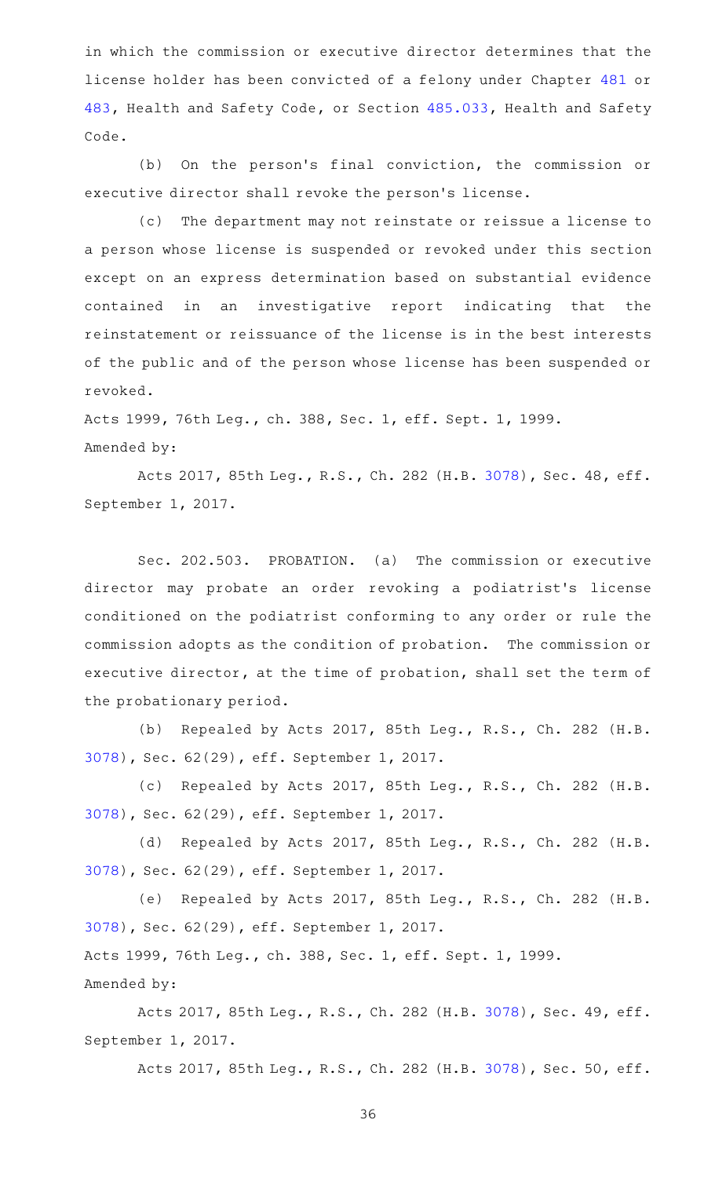in which the commission or executive director determines that the license holder has been convicted of a felony under Chapter 481 or 483, Health and Safety Code, or Section 485.033, Health and Safety Code.

(b) On the person's final conviction, the commission or executive director shall revoke the person's license.

(c) The department may not reinstate or reissue a license to a person whose license is suspended or revoked under this section except on an express determination based on substantial evidence contained in an investigative report indicating that the reinstatement or reissuance of the license is in the best interests of the public and of the person whose license has been suspended or revoked.

Acts 1999, 76th Leg., ch. 388, Sec. 1, eff. Sept. 1, 1999.
Amended by:

Acts 2017, 85th Leg., R.S., Ch. 282 (H.B. 3078), Sec. 48, eff. September 1, 2017.

Sec. 202.503. PROBATION. (a) The commission or executive director may probate an order revoking a podiatrist's license conditioned on the podiatrist conforming to any order or rule the commission adopts as the condition of probation. The commission or executive director, at the time of probation, shall set the term of the probationary period.

(b) Repealed by Acts 2017, 85th Leg., R.S., Ch. 282 (H.B. 3078), Sec. 62(29), eff. September 1, 2017.

(c) Repealed by Acts 2017, 85th Leg., R.S., Ch. 282 (H.B. 3078), Sec. 62(29), eff. September 1, 2017.

(d) Repealed by Acts 2017, 85th Leg., R.S., Ch. 282 (H.B. 3078), Sec. 62(29), eff. September 1, 2017.

(e) Repealed by Acts 2017, 85th Leg., R.S., Ch. 282 (H.B. 3078), Sec. 62(29), eff. September 1, 2017.

Acts 1999, 76th Leg., ch. 388, Sec. 1, eff. Sept. 1, 1999.
Amended by:

Acts 2017, 85th Leg., R.S., Ch. 282 (H.B. 3078), Sec. 49, eff. September 1, 2017.

Acts 2017, 85th Leg., R.S., Ch. 282 (H.B. 3078), Sec. 50, eff.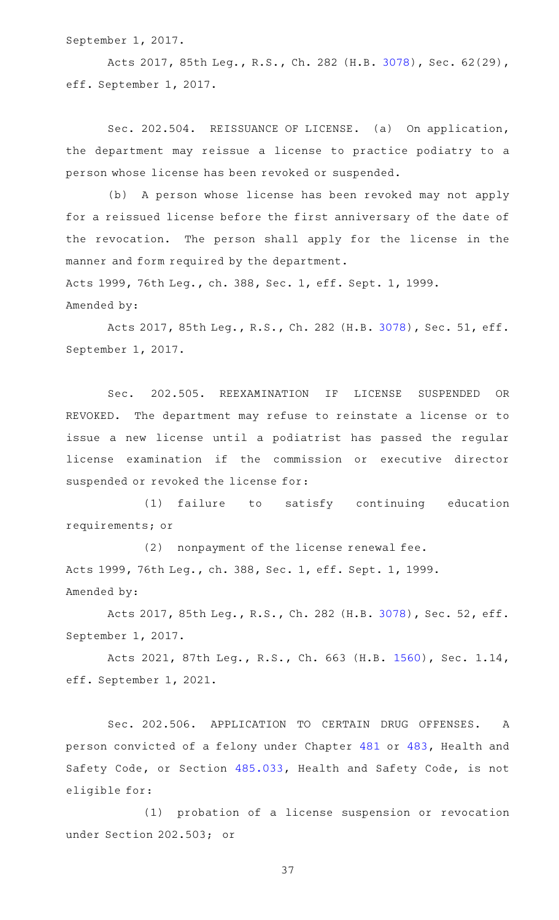September 1, 2017.

Acts 2017, 85th Leg., R.S., Ch. 282 (H.B. 3078), Sec. 62(29), eff. September 1, 2017.

Sec. 202.504. REISSUANCE OF LICENSE. (a) On application, the department may reissue a license to practice podiatry to a person whose license has been revoked or suspended.

(b) A person whose license has been revoked may not apply for a reissued license before the first anniversary of the date of the revocation. The person shall apply for the license in the manner and form required by the department.

Acts 1999, 76th Leg., ch. 388, Sec. 1, eff. Sept. 1, 1999.

Amended by:

Acts 2017, 85th Leg., R.S., Ch. 282 (H.B. 3078), Sec. 51, eff. September 1, 2017.

Sec. 202.505. REEXAMINATION IF LICENSE SUSPENDED OR REVOKED. The department may refuse to reinstate a license or to issue a new license until a podiatrist has passed the regular license examination if the commission or executive director suspended or revoked the license for:

(1) failure to satisfy continuing education requirements; or

(2) nonpayment of the license renewal fee.

Acts 1999, 76th Leg., ch. 388, Sec. 1, eff. Sept. 1, 1999.

Amended by:

Acts 2017, 85th Leg., R.S., Ch. 282 (H.B. 3078), Sec. 52, eff. September 1, 2017.

Acts 2021, 87th Leg., R.S., Ch. 663 (H.B. 1560), Sec. 1.14, eff. September 1, 2021.

Sec. 202.506. APPLICATION TO CERTAIN DRUG OFFENSES. A person convicted of a felony under Chapter 481 or 483, Health and Safety Code, or Section 485.033, Health and Safety Code, is not eligible for:

(1) probation of a license suspension or revocation under Section 202.503; or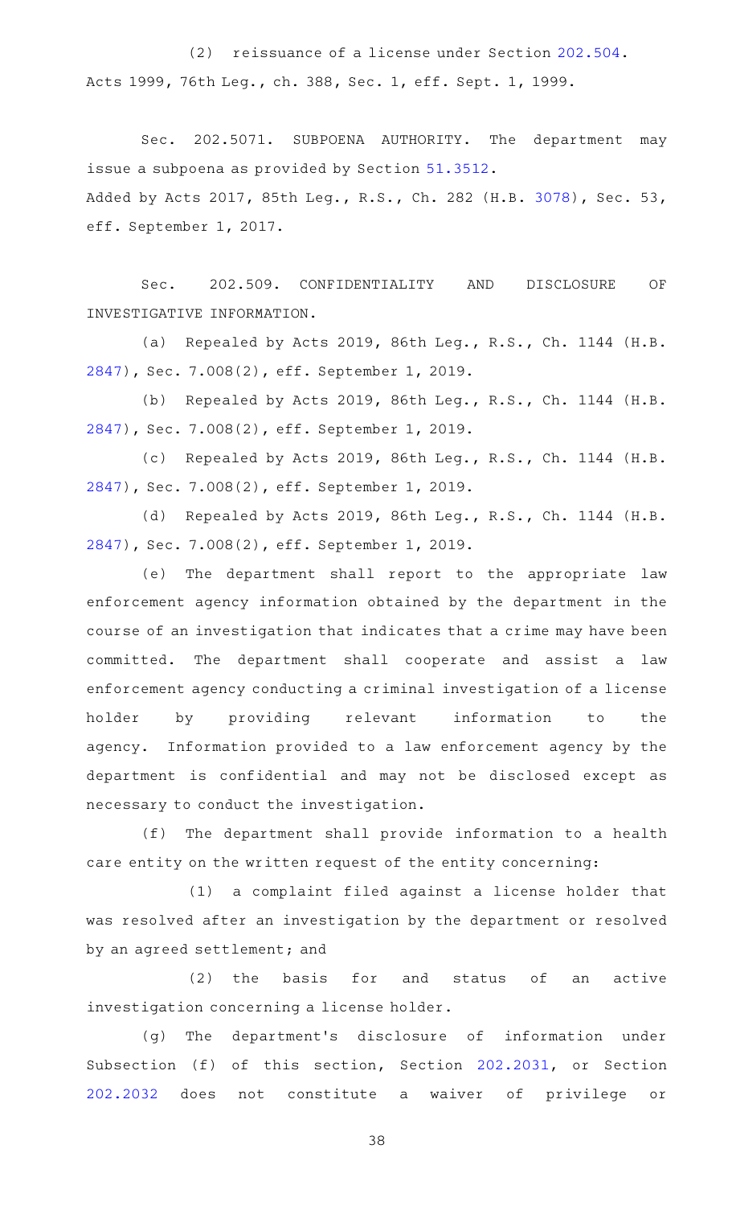(2) reissuance of a license under Section 202.504.

Acts 1999, 76th Leg., ch. 388, Sec. 1, eff. Sept. 1, 1999.

Sec. 202.5071. SUBPOENA AUTHORITY. The department may issue a subpoena as provided by Section 51.3512.

Added by Acts 2017, 85th Leg., R.S., Ch. 282 (H.B. 3078), Sec. 53, eff. September 1, 2017.

Sec. 202.509. CONFIDENTIALITY AND DISCLOSURE OF INVESTIGATIVE INFORMATION.

(a) Repealed by Acts 2019, 86th Leg., R.S., Ch. 1144 (H.B. 2847), Sec. 7.008(2), eff. September 1, 2019.

(b) Repealed by Acts 2019, 86th Leg., R.S., Ch. 1144 (H.B. 2847), Sec. 7.008(2), eff. September 1, 2019.

(c) Repealed by Acts 2019, 86th Leg., R.S., Ch. 1144 (H.B. 2847), Sec. 7.008(2), eff. September 1, 2019.

(d) Repealed by Acts 2019, 86th Leg., R.S., Ch. 1144 (H.B. 2847), Sec. 7.008(2), eff. September 1, 2019.

(e) The department shall report to the appropriate law enforcement agency information obtained by the department in the course of an investigation that indicates that a crime may have been committed. The department shall cooperate and assist a law enforcement agency conducting a criminal investigation of a license holder by providing relevant information to the agency. Information provided to a law enforcement agency by the department is confidential and may not be disclosed except as necessary to conduct the investigation.

(f) The department shall provide information to a health care entity on the written request of the entity concerning:

(1) a complaint filed against a license holder that was resolved after an investigation by the department or resolved by an agreed settlement; and

(2) the basis for and status of an active investigation concerning a license holder.

(g) The department's disclosure of information under Subsection (f) of this section, Section 202.2031, or Section 202.2032 does not constitute a waiver of privilege or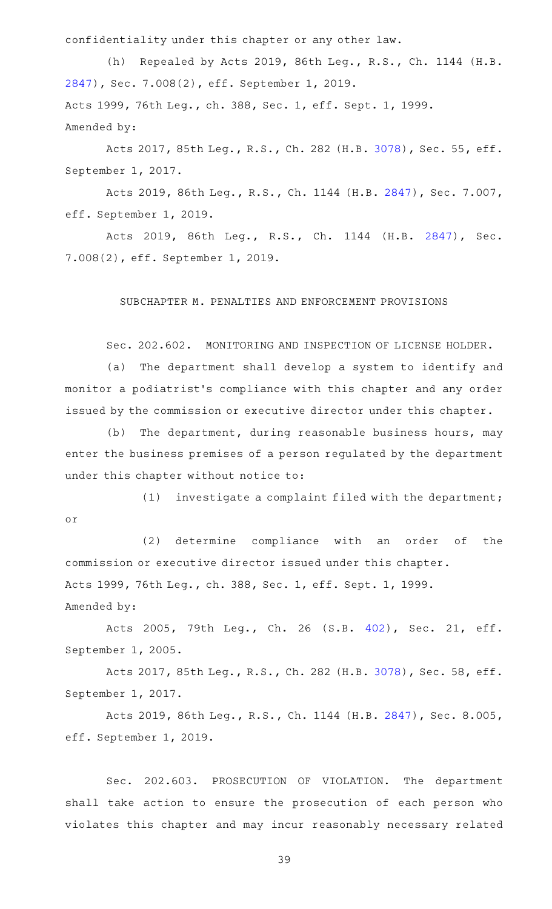confidentiality under this chapter or any other law.

(h) Repealed by Acts 2019, 86th Leg., R.S., Ch. 1144 (H.B. 2847), Sec. 7.008(2), eff. September 1, 2019.

Acts 1999, 76th Leg., ch. 388, Sec. 1, eff. Sept. 1, 1999.

Amended by:

Acts 2017, 85th Leg., R.S., Ch. 282 (H.B. 3078), Sec. 55, eff. September 1, 2017.

Acts 2019, 86th Leg., R.S., Ch. 1144 (H.B. 2847), Sec. 7.007, eff. September 1, 2019.

Acts 2019, 86th Leg., R.S., Ch. 1144 (H.B. 2847), Sec. 7.008(2), eff. September 1, 2019.

SUBCHAPTER M. PENALTIES AND ENFORCEMENT PROVISIONS

Sec. 202.602. MONITORING AND INSPECTION OF LICENSE HOLDER.

(a) The department shall develop a system to identify and monitor a podiatrist's compliance with this chapter and any order issued by the commission or executive director under this chapter.

(b) The department, during reasonable business hours, may enter the business premises of a person regulated by the department under this chapter without notice to:

(1) investigate a complaint filed with the department; or

(2) determine compliance with an order of the commission or executive director issued under this chapter.

Acts 1999, 76th Leg., ch. 388, Sec. 1, eff. Sept. 1, 1999.

Amended by:

Acts 2005, 79th Leg., Ch. 26 (S.B. 402), Sec. 21, eff. September 1, 2005.

Acts 2017, 85th Leg., R.S., Ch. 282 (H.B. 3078), Sec. 58, eff. September 1, 2017.

Acts 2019, 86th Leg., R.S., Ch. 1144 (H.B. 2847), Sec. 8.005, eff. September 1, 2019.

Sec. 202.603. PROSECUTION OF VIOLATION. The department shall take action to ensure the prosecution of each person who violates this chapter and may incur reasonably necessary related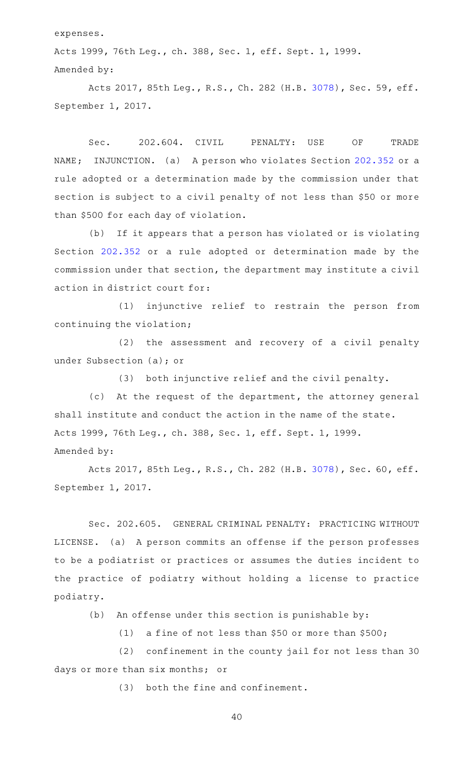expenses.

Acts 1999, 76th Leg., ch. 388, Sec. 1, eff. Sept. 1, 1999.

Amended by:

Acts 2017, 85th Leg., R.S., Ch. 282 (H.B. 3078), Sec. 59, eff. September 1, 2017.

Sec. 202.604. CIVIL PENALTY: USE OF TRADE NAME; INJUNCTION. (a) A person who violates Section 202.352 or a rule adopted or a determination made by the commission under that section is subject to a civil penalty of not less than $50 or more than $500 for each day of violation.

(b) If it appears that a person has violated or is violating Section 202.352 or a rule adopted or determination made by the commission under that section, the department may institute a civil action in district court for:

(1) injunctive relief to restrain the person from continuing the violation;

(2) the assessment and recovery of a civil penalty under Subsection (a); or

(3) both injunctive relief and the civil penalty.

(c) At the request of the department, the attorney general shall institute and conduct the action in the name of the state.

Acts 1999, 76th Leg., ch. 388, Sec. 1, eff. Sept. 1, 1999.

Amended by:

Acts 2017, 85th Leg., R.S., Ch. 282 (H.B. 3078), Sec. 60, eff. September 1, 2017.

Sec. 202.605. GENERAL CRIMINAL PENALTY: PRACTICING WITHOUT LICENSE. (a) A person commits an offense if the person professes to be a podiatrist or practices or assumes the duties incident to the practice of podiatry without holding a license to practice podiatry.

(b) An offense under this section is punishable by:

(1) a fine of not less than $50 or more than $500;

(2) confinement in the county jail for not less than 30 days or more than six months; or

(3) both the fine and confinement.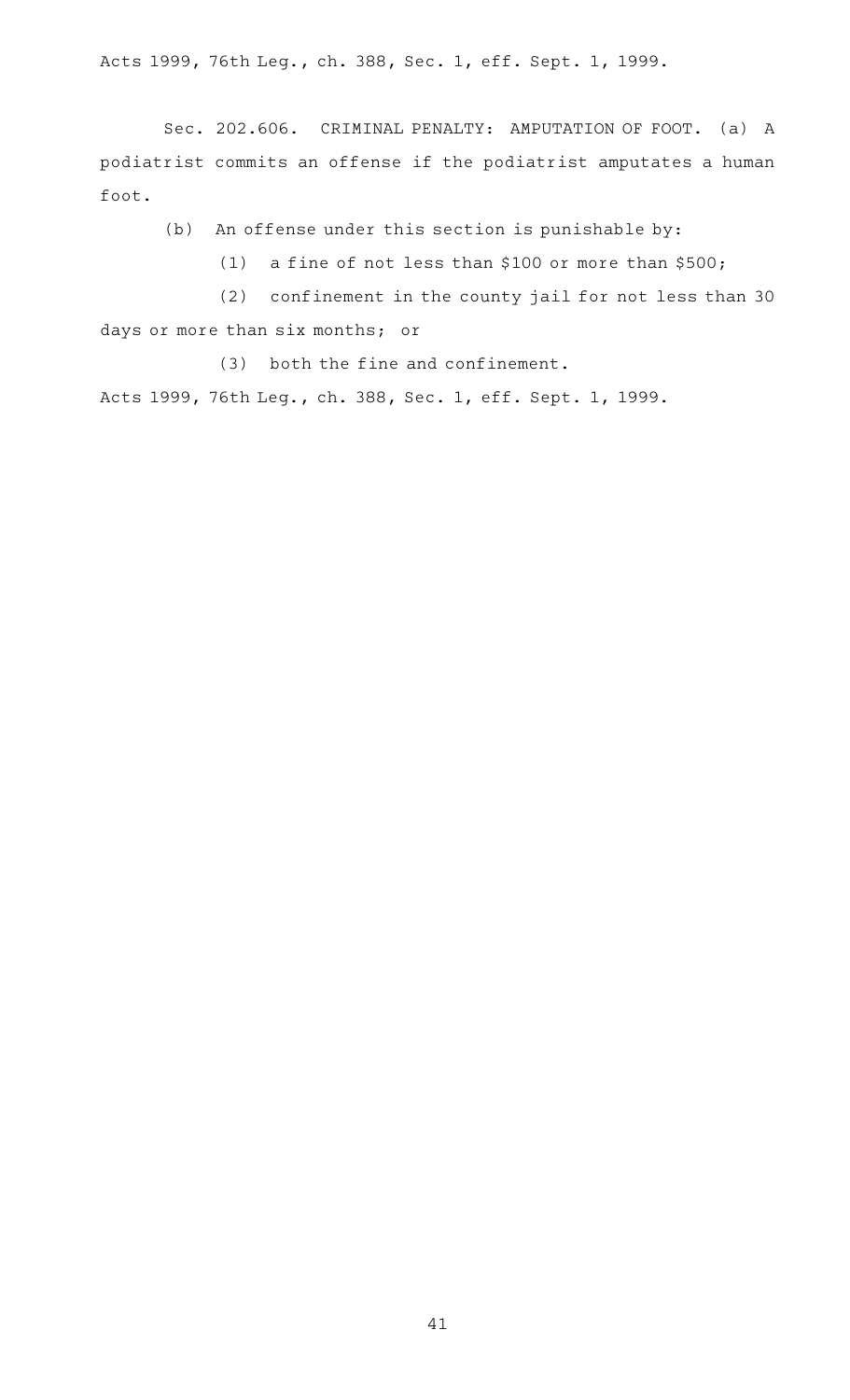Acts 1999, 76th Leg., ch. 388, Sec. 1, eff. Sept. 1, 1999.

Sec. 202.606. CRIMINAL PENALTY: AMPUTATION OF FOOT. (a) A podiatrist commits an offense if the podiatrist amputates a human foot.

(b) An offense under this section is punishable by:

(1) a fine of not less than $100 or more than $500;

(2) confinement in the county jail for not less than 30 days or more than six months; or

(3) both the fine and confinement.

Acts 1999, 76th Leg., ch. 388, Sec. 1, eff. Sept. 1, 1999.